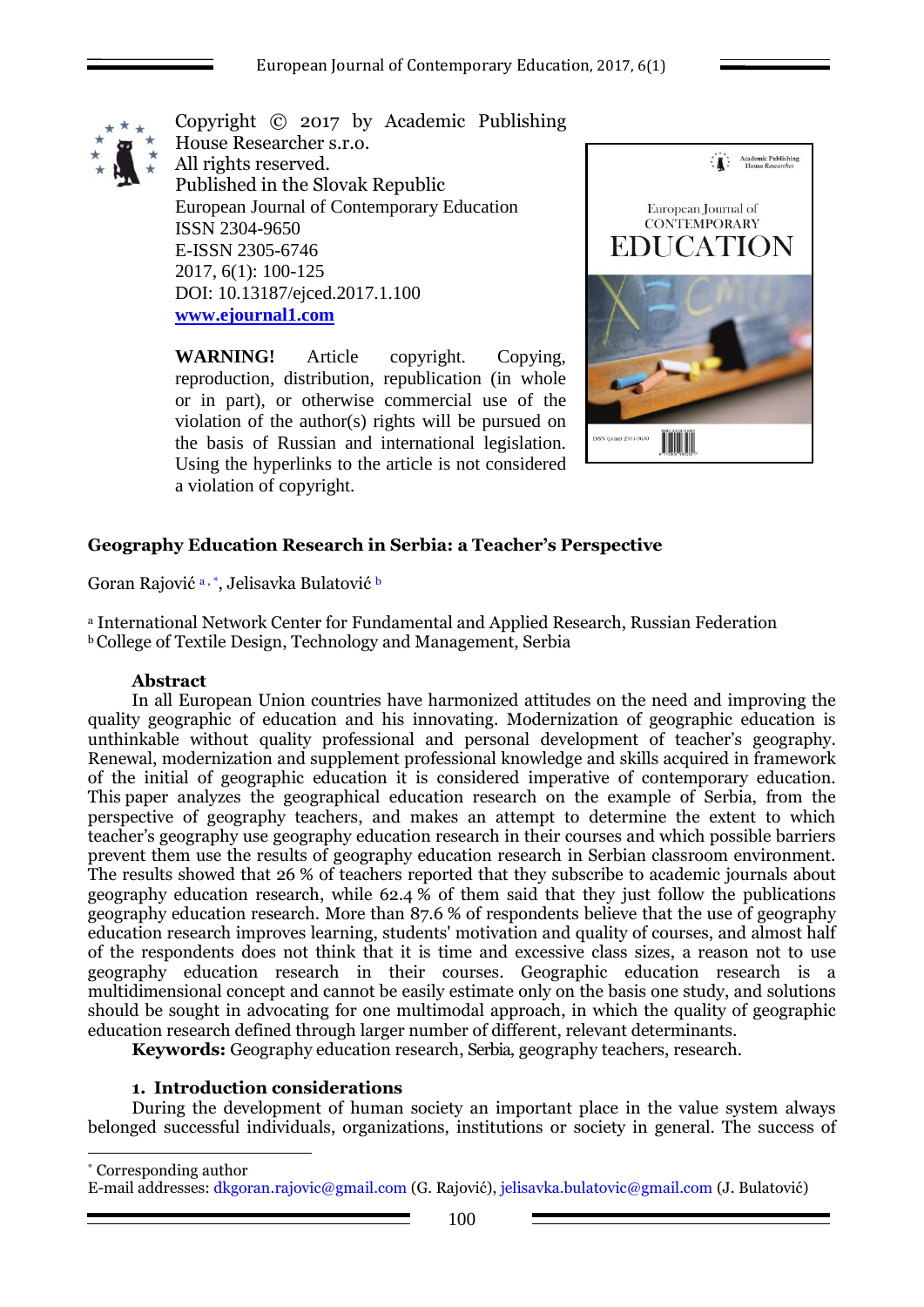Copyright © 2017 by Academic Publishing House Researcher s.r.o.
All rights reserved.
Published in the Slovak Republic
European Journal of Contemporary Education
ISSN 2304-9650
E-ISSN 2305-6746
2017, 6(1): 100-125
DOI: 10.13187/ejced.2017.1.100
**www.ejournal1.com**

**WARNING!** Article copyright. Copying, reproduction, distribution, republication (in whole or in part), or otherwise commercial use of the violation of the author(s) rights will be pursued on the basis of Russian and international legislation. Using the hyperlinks to the article is not considered a violation of copyright.

# Geography Education Research in Serbia: a Teacher's Perspective

Goran Rajović [a,*], Jelisavka Bulatović [b]

[a] International Network Center for Fundamental and Applied Research, Russian Federation
[b] College of Textile Design, Technology and Management, Serbia

## Abstract

In all European Union countries have harmonized attitudes on the need and improving the quality geographic of education and his innovating. Modernization of geographic education is unthinkable without quality professional and personal development of teacher's geography. Renewal, modernization and supplement professional knowledge and skills acquired in framework of the initial of geographic education it is considered imperative of contemporary education. This paper analyzes the geographical education research on the example of Serbia, from the perspective of geography teachers, and makes an attempt to determine the extent to which teacher's geography use geography education research in their courses and which possible barriers prevent them use the results of geography education research in Serbian classroom environment. The results showed that 26 % of teachers reported that they subscribe to academic journals about geography education research, while 62.4 % of them said that they just follow the publications geography education research. More than 87.6 % of respondents believe that the use of geography education research improves learning, students' motivation and quality of courses, and almost half of the respondents does not think that it is time and excessive class sizes, a reason not to use geography education research in their courses. Geographic education research is a multidimensional concept and cannot be easily estimate only on the basis one study, and solutions should be sought in advocating for one multimodal approach, in which the quality of geographic education research defined through larger number of different, relevant determinants.

**Keywords:** Geography education research, Serbia, geography teachers, research.

## 1. Introduction considerations

During the development of human society an important place in the value system always belonged successful individuals, organizations, institutions or society in general. The success of

---

[*] Corresponding author
E-mail addresses: dkgoran.rajovic@gmail.com (G. Rajović), jelisavka.bulatovic@gmail.com (J. Bulatović)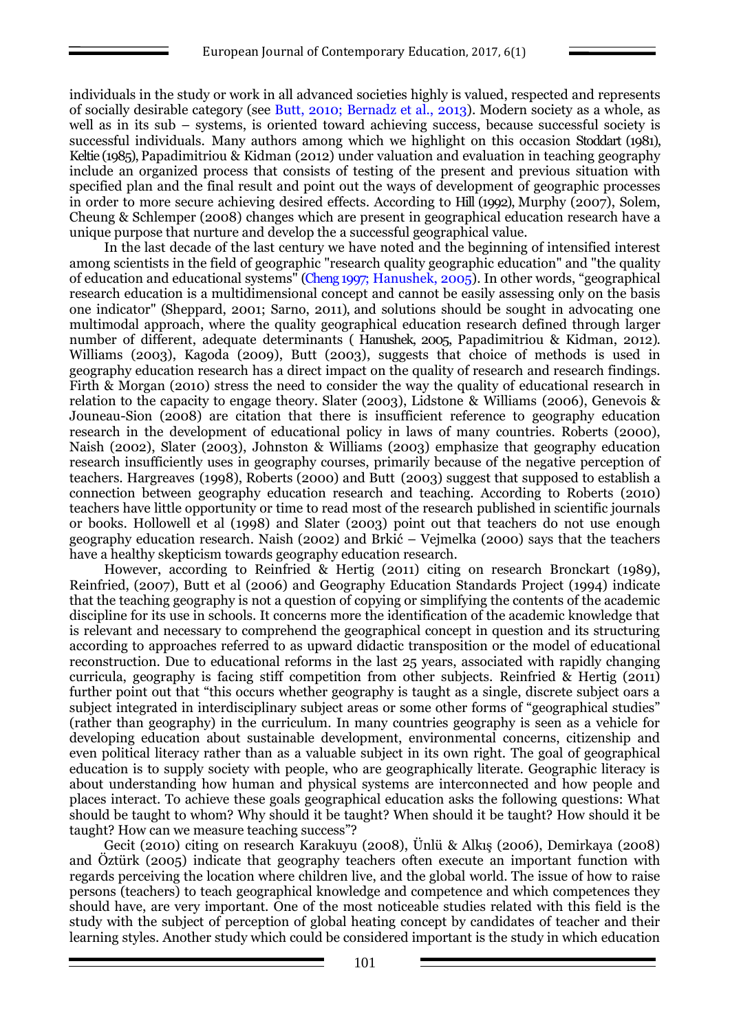individuals in the study or work in all advanced societies highly is valued, respected and represents of socially desirable category (see Butt, 2010; Bernadz et al., 2013). Modern society as a whole, as well as in its sub – systems, is oriented toward achieving success, because successful society is successful individuals. Many authors among which we highlight on this occasion Stoddart (1981), Keltie (1985), Papadimitriou & Kidman (2012) under valuation and evaluation in teaching geography include an organized process that consists of testing of the present and previous situation with specified plan and the final result and point out the ways of development of geographic processes in order to more secure achieving desired effects. According to Hill (1992), Murphy (2007), Solem, Cheung & Schlemper (2008) changes which are present in geographical education research have a unique purpose that nurture and develop the a successful geographical value.

In the last decade of the last century we have noted and the beginning of intensified interest among scientists in the field of geographic "research quality geographic education" and "the quality of education and educational systems" (Cheng 1997; Hanushek, 2005). In other words, "geographical research education is a multidimensional concept and cannot be easily assessing only on the basis one indicator" (Sheppard, 2001; Sarno, 2011), and solutions should be sought in advocating one multimodal approach, where the quality geographical education research defined through larger number of different, adequate determinants ( Hanushek, 2005, Papadimitriou & Kidman, 2012). Williams (2003), Kagoda (2009), Butt (2003), suggests that choice of methods is used in geography education research has a direct impact on the quality of research and research findings. Firth & Morgan (2010) stress the need to consider the way the quality of educational research in relation to the capacity to engage theory. Slater (2003), Lidstone & Williams (2006), Genevois & Jouneau-Sion (2008) are citation that there is insufficient reference to geography education research in the development of educational policy in laws of many countries. Roberts (2000), Naish (2002), Slater (2003), Johnston & Williams (2003) emphasize that geography education research insufficiently uses in geography courses, primarily because of the negative perception of teachers. Hargreaves (1998), Roberts (2000) and Butt (2003) suggest that supposed to establish a connection between geography education research and teaching. According to Roberts (2010) teachers have little opportunity or time to read most of the research published in scientific journals or books. Hollowell et al (1998) and Slater (2003) point out that teachers do not use enough geography education research. Naish (2002) and Brkić – Vejmelka (2000) says that the teachers have a healthy skepticism towards geography education research.

However, according to Reinfried & Hertig (2011) citing on research Bronckart (1989), Reinfried, (2007), Butt et al (2006) and Geography Education Standards Project (1994) indicate that the teaching geography is not a question of copying or simplifying the contents of the academic discipline for its use in schools. It concerns more the identification of the academic knowledge that is relevant and necessary to comprehend the geographical concept in question and its structuring according to approaches referred to as upward didactic transposition or the model of educational reconstruction. Due to educational reforms in the last 25 years, associated with rapidly changing curricula, geography is facing stiff competition from other subjects. Reinfried & Hertig (2011) further point out that "this occurs whether geography is taught as a single, discrete subject oars a subject integrated in interdisciplinary subject areas or some other forms of "geographical studies" (rather than geography) in the curriculum. In many countries geography is seen as a vehicle for developing education about sustainable development, environmental concerns, citizenship and even political literacy rather than as a valuable subject in its own right. The goal of geographical education is to supply society with people, who are geographically literate. Geographic literacy is about understanding how human and physical systems are interconnected and how people and places interact. To achieve these goals geographical education asks the following questions: What should be taught to whom? Why should it be taught? When should it be taught? How should it be taught? How can we measure teaching success"?

Gecit (2010) citing on research Karakuyu (2008), Ünlü & Alkış (2006), Demirkaya (2008) and Öztürk (2005) indicate that geography teachers often execute an important function with regards perceiving the location where children live, and the global world. The issue of how to raise persons (teachers) to teach geographical knowledge and competence and which competences they should have, are very important. One of the most noticeable studies related with this field is the study with the subject of perception of global heating concept by candidates of teacher and their learning styles. Another study which could be considered important is the study in which education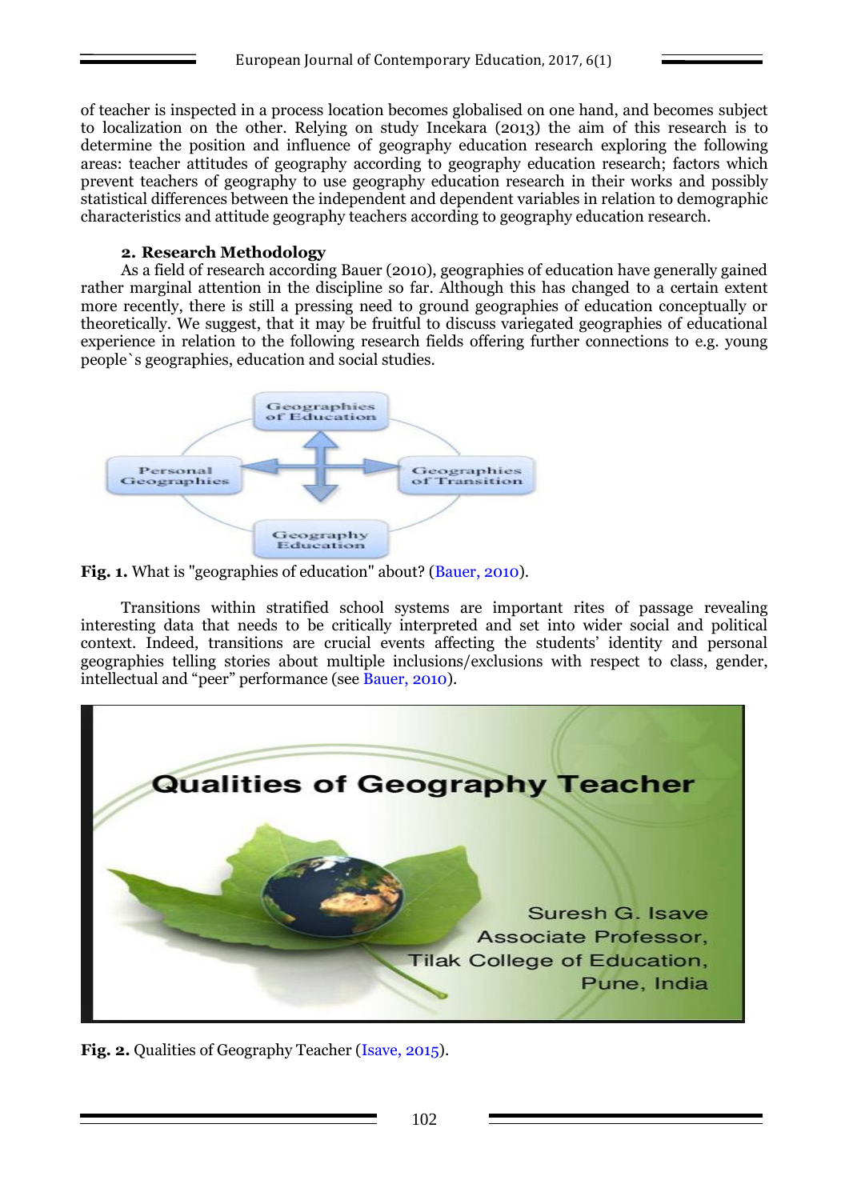of teacher is inspected in a process location becomes globalised on one hand, and becomes subject to localization on the other. Relying on study Incekara (2013) the aim of this research is to determine the position and influence of geography education research exploring the following areas: teacher attitudes of geography according to geography education research; factors which prevent teachers of geography to use geography education research in their works and possibly statistical differences between the independent and dependent variables in relation to demographic characteristics and attitude geography teachers according to geography education research.

## 2. Research Methodology

As a field of research according Bauer (2010), geographies of education have generally gained rather marginal attention in the discipline so far. Although this has changed to a certain extent more recently, there is still a pressing need to ground geographies of education conceptually or theoretically. We suggest, that it may be fruitful to discuss variegated geographies of educational experience in relation to the following research fields offering further connections to e.g. young people`s geographies, education and social studies.

**Fig. 1.** What is "geographies of education" about? (Bauer, 2010).

Transitions within stratified school systems are important rites of passage revealing interesting data that needs to be critically interpreted and set into wider social and political context. Indeed, transitions are crucial events affecting the students' identity and personal geographies telling stories about multiple inclusions/exclusions with respect to class, gender, intellectual and "peer" performance (see Bauer, 2010).

**Fig. 2.** Qualities of Geography Teacher (Isave, 2015).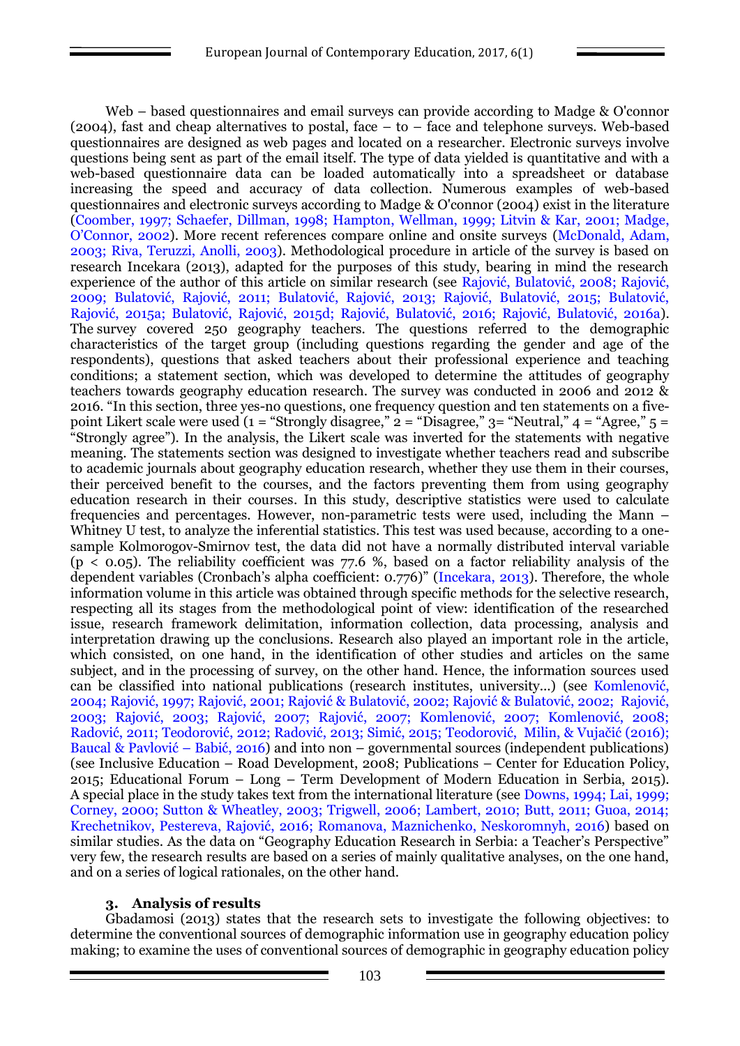Web – based questionnaires and email surveys can provide according to Madge & O'connor (2004), fast and cheap alternatives to postal, face – to – face and telephone surveys. Web-based questionnaires are designed as web pages and located on a researcher. Electronic surveys involve questions being sent as part of the email itself. The type of data yielded is quantitative and with a web-based questionnaire data can be loaded automatically into a spreadsheet or database increasing the speed and accuracy of data collection. Numerous examples of web-based questionnaires and electronic surveys according to Madge & O'connor (2004) exist in the literature (Coomber, 1997; Schaefer, Dillman, 1998; Hampton, Wellman, 1999; Litvin & Kar, 2001; Madge, O'Connor, 2002). More recent references compare online and onsite surveys (McDonald, Adam, 2003; Riva, Teruzzi, Anolli, 2003). Methodological procedure in article of the survey is based on research Incekara (2013), adapted for the purposes of this study, bearing in mind the research experience of the author of this article on similar research (see Rajović, Bulatović, 2008; Rajović, 2009; Bulatović, Rajović, 2011; Bulatović, Rajović, 2013; Rajović, Bulatović, 2015; Bulatović, Rajović, 2015a; Bulatović, Rajović, 2015d; Rajović, Bulatović, 2016; Rajović, Bulatović, 2016a). The survey covered 250 geography teachers. The questions referred to the demographic characteristics of the target group (including questions regarding the gender and age of the respondents), questions that asked teachers about their professional experience and teaching conditions; a statement section, which was developed to determine the attitudes of geography teachers towards geography education research. The survey was conducted in 2006 and 2012 & 2016. "In this section, three yes-no questions, one frequency question and ten statements on a five-point Likert scale were used (1 = "Strongly disagree," 2 = "Disagree," 3= "Neutral," 4 = "Agree," 5 = "Strongly agree"). In the analysis, the Likert scale was inverted for the statements with negative meaning. The statements section was designed to investigate whether teachers read and subscribe to academic journals about geography education research, whether they use them in their courses, their perceived benefit to the courses, and the factors preventing them from using geography education research in their courses. In this study, descriptive statistics were used to calculate frequencies and percentages. However, non-parametric tests were used, including the Mann – Whitney U test, to analyze the inferential statistics. This test was used because, according to a one-sample Kolmorogov-Smirnov test, the data did not have a normally distributed interval variable ($p < 0.05$). The reliability coefficient was 77.6 %, based on a factor reliability analysis of the dependent variables (Cronbach's alpha coefficient: 0.776)" (Incekara, 2013). Therefore, the whole information volume in this article was obtained through specific methods for the selective research, respecting all its stages from the methodological point of view: identification of the researched issue, research framework delimitation, information collection, data processing, analysis and interpretation drawing up the conclusions. Research also played an important role in the article, which consisted, on one hand, in the identification of other studies and articles on the same subject, and in the processing of survey, on the other hand. Hence, the information sources used can be classified into national publications (research institutes, university...) (see Komlenović, 2004; Rajović, 1997; Rajović, 2001; Rajović & Bulatović, 2002; Rajović & Bulatović, 2002; Rajović, 2003; Rajović, 2003; Rajović, 2007; Rajović, 2007; Komlenović, 2007; Komlenović, 2008; Radović, 2011; Teodorović, 2012; Radović, 2013; Simić, 2015; Teodorović, Milin, & Vujačić (2016); Baucal & Pavlović – Babić, 2016) and into non – governmental sources (independent publications) (see Inclusive Education – Road Development, 2008; Publications – Center for Education Policy, 2015; Educational Forum – Long – Term Development of Modern Education in Serbia, 2015). A special place in the study takes text from the international literature (see Downs, 1994; Lai, 1999; Corney, 2000; Sutton & Wheatley, 2003; Trigwell, 2006; Lambert, 2010; Butt, 2011; Guoa, 2014; Krechetnikov, Pestereva, Rajović, 2016; Romanova, Maznichenko, Neskoromnyh, 2016) based on similar studies. As the data on "Geography Education Research in Serbia: a Teacher's Perspective" very few, the research results are based on a series of mainly qualitative analyses, on the one hand, and on a series of logical rationales, on the other hand.

## 3. Analysis of results

Gbadamosi (2013) states that the research sets to investigate the following objectives: to determine the conventional sources of demographic information use in geography education policy making; to examine the uses of conventional sources of demographic in geography education policy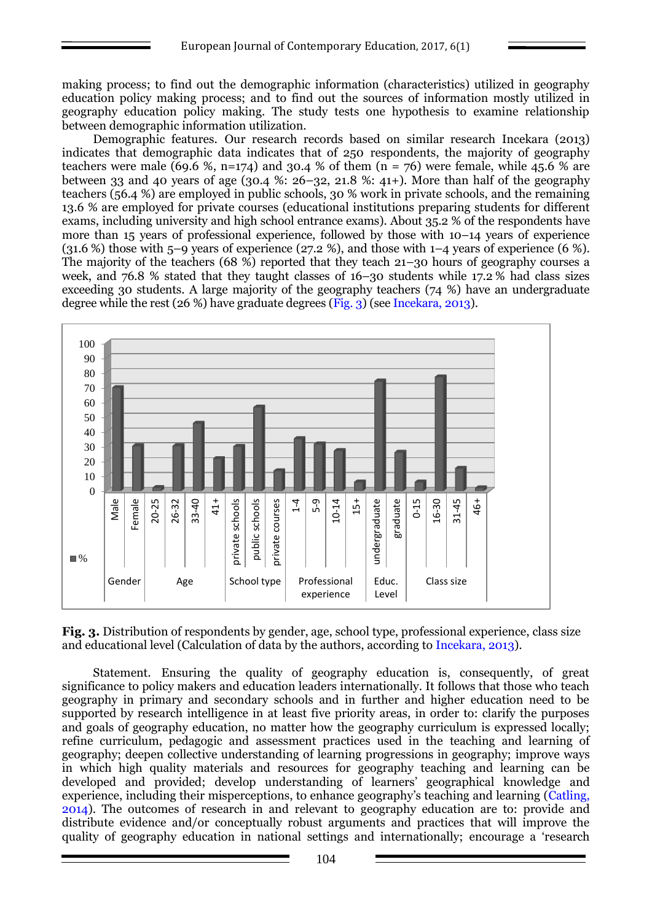making process; to find out the demographic information (characteristics) utilized in geography education policy making process; and to find out the sources of information mostly utilized in geography education policy making. The study tests one hypothesis to examine relationship between demographic information utilization.

Demographic features. Our research records based on similar research Incekara (2013) indicates that demographic data indicates that of 250 respondents, the majority of geography teachers were male (69.6 %, n=174) and 30.4 % of them (n = 76) were female, while 45.6 % are between 33 and 40 years of age (30.4 %: 26–32, 21.8 %: 41+). More than half of the geography teachers (56.4 %) are employed in public schools, 30 % work in private schools, and the remaining 13.6 % are employed for private courses (educational institutions preparing students for different exams, including university and high school entrance exams). About 35.2 % of the respondents have more than 15 years of professional experience, followed by those with 10–14 years of experience (31.6 %) those with 5–9 years of experience (27.2 %), and those with 1–4 years of experience (6 %). The majority of the teachers (68 %) reported that they teach 21–30 hours of geography courses a week, and 76.8 % stated that they taught classes of 16–30 students while 17.2 % had class sizes exceeding 30 students. A large majority of the geography teachers (74 %) have an undergraduate degree while the rest (26 %) have graduate degrees (Fig. 3) (see Incekara, 2013).

**Fig. 3.** Distribution of respondents by gender, age, school type, professional experience, class size and educational level (Calculation of data by the authors, according to Incekara, 2013).

Statement. Ensuring the quality of geography education is, consequently, of great significance to policy makers and education leaders internationally. It follows that those who teach geography in primary and secondary schools and in further and higher education need to be supported by research intelligence in at least five priority areas, in order to: clarify the purposes and goals of geography education, no matter how the geography curriculum is expressed locally; refine curriculum, pedagogic and assessment practices used in the teaching and learning of geography; deepen collective understanding of learning progressions in geography; improve ways in which high quality materials and resources for geography teaching and learning can be developed and provided; develop understanding of learners' geographical knowledge and experience, including their misperceptions, to enhance geography's teaching and learning (Catling, 2014). The outcomes of research in and relevant to geography education are to: provide and distribute evidence and/or conceptually robust arguments and practices that will improve the quality of geography education in national settings and internationally; encourage a 'research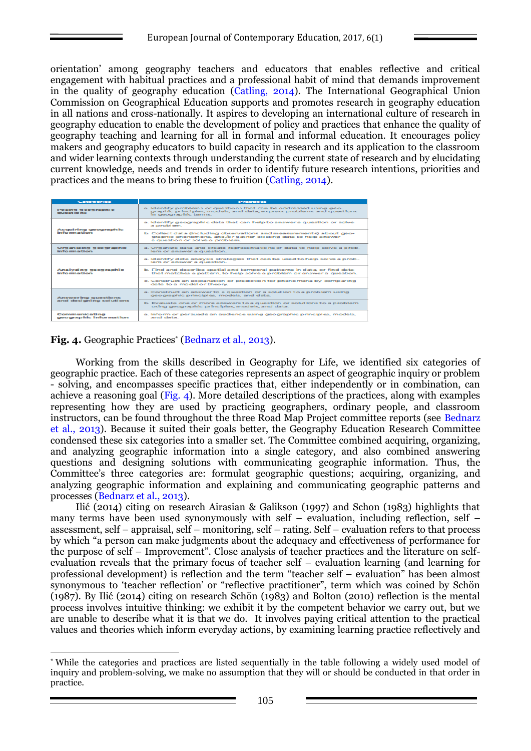orientation' among geography teachers and educators that enables reflective and critical engagement with habitual practices and a professional habit of mind that demands improvement in the quality of geography education (Catling, 2014). The International Geographical Union Commission on Geographical Education supports and promotes research in geography education in all nations and cross-nationally. It aspires to developing an international culture of research in geography education to enable the development of policy and practices that enhance the quality of geography teaching and learning for all in formal and informal education. It encourages policy makers and geography educators to build capacity in research and its application to the classroom and wider learning contexts through understanding the current state of research and by elucidating current knowledge, needs and trends in order to identify future research intentions, priorities and practices and the means to bring these to fruition (Catling, 2014).

| Categories | Practices |
|---|---|
| Posing geographic questions | a. Identify problems or questions that can be addressed using geographic principles, models, and data; express problems and questions in geographic terms. |
| Acquiring geographic information | a. Identify geographic data that can help to answer a question or solve a problem. |
| | b. Collect data (including observations and measurements) about geographic phenomena, and/or gather existing data to help answer a question or solve a problem. |
| Organizing geographic information | a. Organize data and create representations of data to help solve a problem or answer a question. |
| Analyzing geographic information | a. Identify data analysis strategies that can be used to help solve a problem or answer a question. |
| | b. Find and describe spatial and temporal patterns in data, or find data that matches a pattern, to help solve a problem or answer a question. |
| | c. Construct an explanation or prediction for phenomena by comparing data to a model or theory. |
| Answering questions and designing solutions | a. Construct an answer to a question or a solution to a problem using geographic principles, models, and data. |
| | b. Evaluate one or more answers to a question or solutions to a problem using geographic principles, models, and data. |
| Communicating geographic information | a. Inform or persuade an audience using geographic principles, models, and data. |

**Fig. 4.** Geographic Practices* (Bednarz et al., 2013).

Working from the skills described in Geography for Life, we identified six categories of geographic practice. Each of these categories represents an aspect of geographic inquiry or problem - solving, and encompasses specific practices that, either independently or in combination, can achieve a reasoning goal (Fig. 4). More detailed descriptions of the practices, along with examples representing how they are used by practicing geographers, ordinary people, and classroom instructors, can be found throughout the three Road Map Project committee reports (see Bednarz et al., 2013). Because it suited their goals better, the Geography Education Research Committee condensed these six categories into a smaller set. The Committee combined acquiring, organizing, and analyzing geographic information into a single category, and also combined answering questions and designing solutions with communicating geographic information. Thus, the Committee's three categories are: formulat geographic questions; acquiring, organizing, and analyzing geographic information and explaining and communicating geographic patterns and processes (Bednarz et al., 2013).

Ilić (2014) citing on research Airasian & Galikson (1997) and Schon (1983) highlights that many terms have been used synonymously with self – evaluation, including reflection, self – assessment, self – appraisal, self – monitoring, self – rating. Self – evaluation refers to that process by which "a person can make judgments about the adequacy and effectiveness of performance for the purpose of self – Improvement". Close analysis of teacher practices and the literature on self-evaluation reveals that the primary focus of teacher self – evaluation learning (and learning for professional development) is reflection and the term "teacher self – evaluation" has been almost synonymous to 'teacher reflection' or "reflective practitioner", term which was coined by Schön (1987). By Ilić (2014) citing on research Schön (1983) and Bolton (2010) reflection is the mental process involves intuitive thinking: we exhibit it by the competent behavior we carry out, but we are unable to describe what it is that we do. It involves paying critical attention to the practical values and theories which inform everyday actions, by examining learning practice reflectively and

* While the categories and practices are listed sequentially in the table following a widely used model of inquiry and problem-solving, we make no assumption that they will or should be conducted in that order in practice.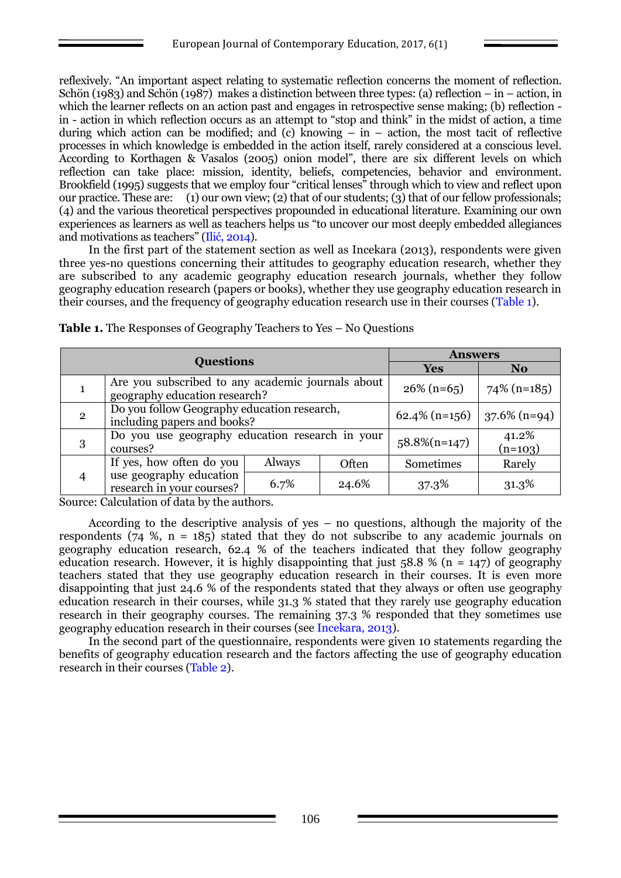reflexively. "An important aspect relating to systematic reflection concerns the moment of reflection. Schön (1983) and Schön (1987) makes a distinction between three types: (a) reflection – in – action, in which the learner reflects on an action past and engages in retrospective sense making; (b) reflection - in - action in which reflection occurs as an attempt to "stop and think" in the midst of action, a time during which action can be modified; and (c) knowing – in – action, the most tacit of reflective processes in which knowledge is embedded in the action itself, rarely considered at a conscious level. According to Korthagen & Vasalos (2005) onion model", there are six different levels on which reflection can take place: mission, identity, beliefs, competencies, behavior and environment. Brookfield (1995) suggests that we employ four "critical lenses" through which to view and reflect upon our practice. These are: (1) our own view; (2) that of our students; (3) that of our fellow professionals; (4) and the various theoretical perspectives propounded in educational literature. Examining our own experiences as learners as well as teachers helps us "to uncover our most deeply embedded allegiances and motivations as teachers" (Ilić, 2014).

In the first part of the statement section as well as Incekara (2013), respondents were given three yes-no questions concerning their attitudes to geography education research, whether they are subscribed to any academic geography education research journals, whether they follow geography education research (papers or books), whether they use geography education research in their courses, and the frequency of geography education research use in their courses (Table 1).

**Table 1.** The Responses of Geography Teachers to Yes – No Questions

| Questions | | | | Answers | |
|---|---|---|---|---|---|
| | | | | Yes | No |
| 1 | Are you subscribed to any academic journals about geography education research? | | | 26% (n=65) | 74% (n=185) |
| 2 | Do you follow Geography education research, including papers and books? | | | 62.4% (n=156) | 37.6% (n=94) |
| 3 | Do you use geography education research in your courses? | | | 58.8%(n=147) | 41.2% (n=103) |
| 4 | If yes, how often do you use geography education research in your courses? | Always | Often | Sometimes | Rarely |
| | | 6.7% | 24.6% | 37.3% | 31.3% |

Source: Calculation of data by the authors.

According to the descriptive analysis of yes – no questions, although the majority of the respondents (74 %, n = 185) stated that they do not subscribe to any academic journals on geography education research, 62.4 % of the teachers indicated that they follow geography education research. However, it is highly disappointing that just 58.8 % (n = 147) of geography teachers stated that they use geography education research in their courses. It is even more disappointing that just 24.6 % of the respondents stated that they always or often use geography education research in their courses, while 31.3 % stated that they rarely use geography education research in their geography courses. The remaining 37.3 % responded that they sometimes use geography education research in their courses (see Incekara, 2013).

In the second part of the questionnaire, respondents were given 10 statements regarding the benefits of geography education research and the factors affecting the use of geography education research in their courses (Table 2).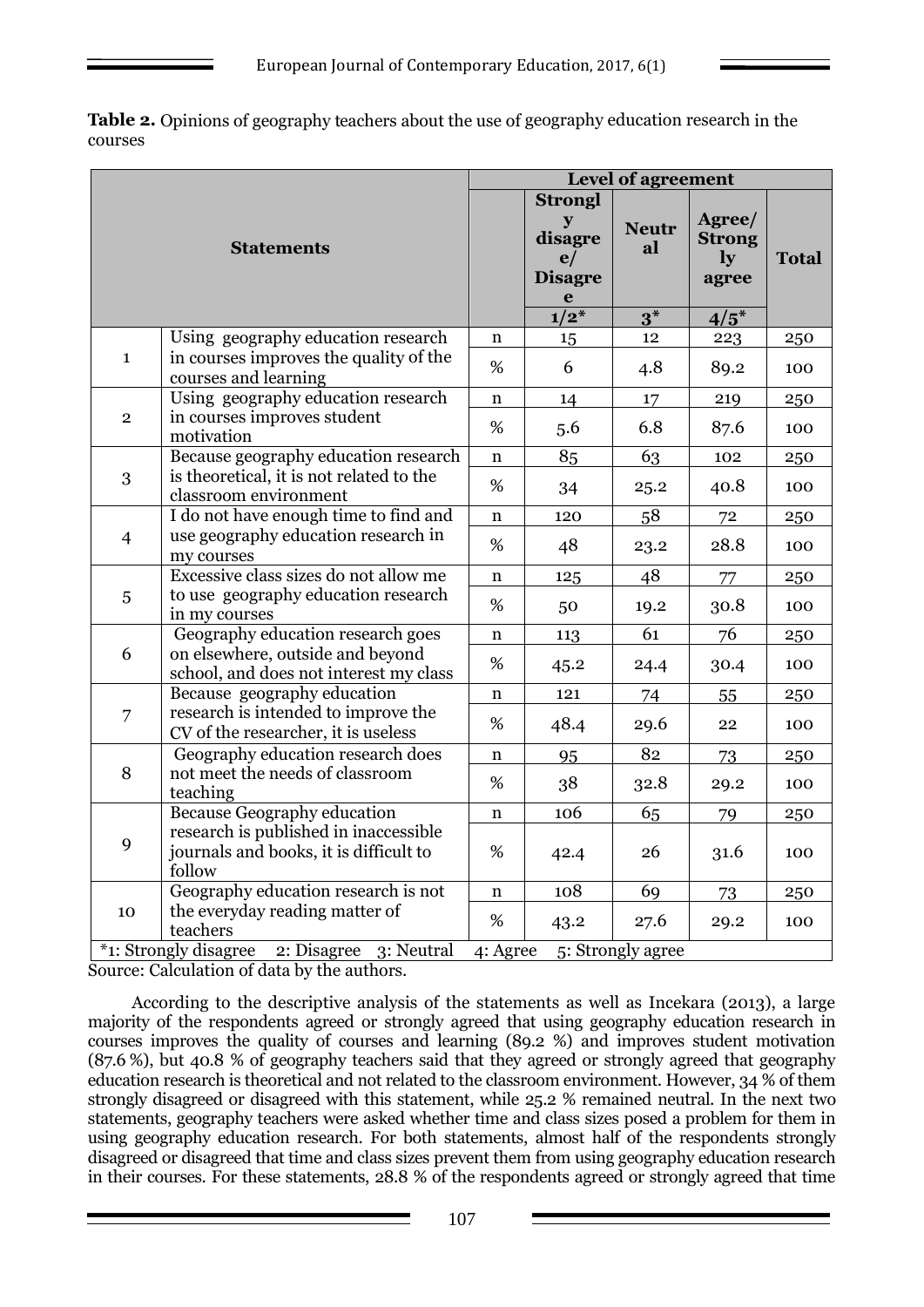**Table 2.** Opinions of geography teachers about the use of geography education research in the courses

| Statements | | | Level of agreement | | | |
|---|---|---|---|---|---|---|
| | | | Strongly disagree/ Disagree | Neutral | Agree/ Strongly agree | Total |
| | | | 1/2* | 3* | 4/5* | |
| 1 | Using geography education research in courses improves the quality of the courses and learning | n | 15 | 12 | 223 | 250 |
| | | % | 6 | 4.8 | 89.2 | 100 |
| 2 | Using geography education research in courses improves student motivation | n | 14 | 17 | 219 | 250 |
| | | % | 5.6 | 6.8 | 87.6 | 100 |
| 3 | Because geography education research is theoretical, it is not related to the classroom environment | n | 85 | 63 | 102 | 250 |
| | | % | 34 | 25.2 | 40.8 | 100 |
| 4 | I do not have enough time to find and use geography education research in my courses | n | 120 | 58 | 72 | 250 |
| | | % | 48 | 23.2 | 28.8 | 100 |
| 5 | Excessive class sizes do not allow me to use geography education research in my courses | n | 125 | 48 | 77 | 250 |
| | | % | 50 | 19.2 | 30.8 | 100 |
| 6 | Geography education research goes on elsewhere, outside and beyond school, and does not interest my class | n | 113 | 61 | 76 | 250 |
| | | % | 45.2 | 24.4 | 30.4 | 100 |
| 7 | Because geography education research is intended to improve the CV of the researcher, it is useless | n | 121 | 74 | 55 | 250 |
| | | % | 48.4 | 29.6 | 22 | 100 |
| 8 | Geography education research does not meet the needs of classroom teaching | n | 95 | 82 | 73 | 250 |
| | | % | 38 | 32.8 | 29.2 | 100 |
| 9 | Because Geography education research is published in inaccessible journals and books, it is difficult to follow | n | 106 | 65 | 79 | 250 |
| | | % | 42.4 | 26 | 31.6 | 100 |
| 10 | Geography education research is not the everyday reading matter of teachers | n | 108 | 69 | 73 | 250 |
| | | % | 43.2 | 27.6 | 29.2 | 100 |

*1: Strongly disagree 2: Disagree 3: Neutral 4: Agree 5: Strongly agree

Source: Calculation of data by the authors.

According to the descriptive analysis of the statements as well as Incekara (2013), a large majority of the respondents agreed or strongly agreed that using geography education research in courses improves the quality of courses and learning (89.2 %) and improves student motivation (87.6 %), but 40.8 % of geography teachers said that they agreed or strongly agreed that geography education research is theoretical and not related to the classroom environment. However, 34 % of them strongly disagreed or disagreed with this statement, while 25.2 % remained neutral. In the next two statements, geography teachers were asked whether time and class sizes posed a problem for them in using geography education research. For both statements, almost half of the respondents strongly disagreed or disagreed that time and class sizes prevent them from using geography education research in their courses. For these statements, 28.8 % of the respondents agreed or strongly agreed that time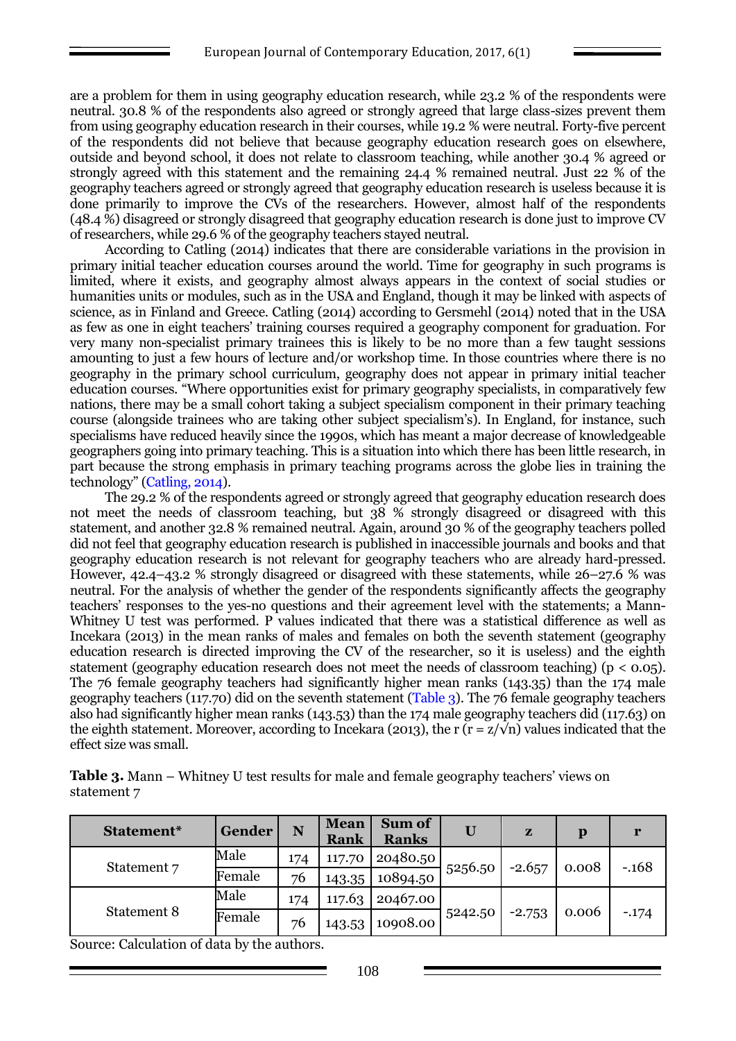are a problem for them in using geography education research, while 23.2 % of the respondents were neutral. 30.8 % of the respondents also agreed or strongly agreed that large class-sizes prevent them from using geography education research in their courses, while 19.2 % were neutral. Forty-five percent of the respondents did not believe that because geography education research goes on elsewhere, outside and beyond school, it does not relate to classroom teaching, while another 30.4 % agreed or strongly agreed with this statement and the remaining 24.4 % remained neutral. Just 22 % of the geography teachers agreed or strongly agreed that geography education research is useless because it is done primarily to improve the CVs of the researchers. However, almost half of the respondents (48.4 %) disagreed or strongly disagreed that geography education research is done just to improve CV of researchers, while 29.6 % of the geography teachers stayed neutral.

According to Catling (2014) indicates that there are considerable variations in the provision in primary initial teacher education courses around the world. Time for geography in such programs is limited, where it exists, and geography almost always appears in the context of social studies or humanities units or modules, such as in the USA and England, though it may be linked with aspects of science, as in Finland and Greece. Catling (2014) according to Gersmehl (2014) noted that in the USA as few as one in eight teachers' training courses required a geography component for graduation. For very many non-specialist primary trainees this is likely to be no more than a few taught sessions amounting to just a few hours of lecture and/or workshop time. In those countries where there is no geography in the primary school curriculum, geography does not appear in primary initial teacher education courses. "Where opportunities exist for primary geography specialists, in comparatively few nations, there may be a small cohort taking a subject specialism component in their primary teaching course (alongside trainees who are taking other subject specialism's). In England, for instance, such specialisms have reduced heavily since the 1990s, which has meant a major decrease of knowledgeable geographers going into primary teaching. This is a situation into which there has been little research, in part because the strong emphasis in primary teaching programs across the globe lies in training the technology" (Catling, 2014).

The 29.2 % of the respondents agreed or strongly agreed that geography education research does not meet the needs of classroom teaching, but 38 % strongly disagreed or disagreed with this statement, and another 32.8 % remained neutral. Again, around 30 % of the geography teachers polled did not feel that geography education research is published in inaccessible journals and books and that geography education research is not relevant for geography teachers who are already hard-pressed. However, 42.4–43.2 % strongly disagreed or disagreed with these statements, while 26–27.6 % was neutral. For the analysis of whether the gender of the respondents significantly affects the geography teachers' responses to the yes-no questions and their agreement level with the statements; a Mann-Whitney U test was performed. P values indicated that there was a statistical difference as well as Incekara (2013) in the mean ranks of males and females on both the seventh statement (geography education research is directed improving the CV of the researcher, so it is useless) and the eighth statement (geography education research does not meet the needs of classroom teaching) ($p < 0.05$). The 76 female geography teachers had significantly higher mean ranks (143.35) than the 174 male geography teachers (117.70) did on the seventh statement (Table 3). The 76 female geography teachers also had significantly higher mean ranks (143.53) than the 174 male geography teachers did (117.63) on the eighth statement. Moreover, according to Incekara (2013), the r ($r = z/\sqrt{n}$) values indicated that the effect size was small.

**Table 3.** Mann – Whitney U test results for male and female geography teachers' views on statement 7

| Statement* | Gender | N | Mean Rank | Sum of Ranks | U | z | p | r |
|---|---|---|---|---|---|---|---|---|
| Statement 7 | Male | 174 | 117.70 | 20480.50 | 5256.50 | -2.657 | 0.008 | -.168 |
| | Female | 76 | 143.35 | 10894.50 | | | | |
| Statement 8 | Male | 174 | 117.63 | 20467.00 | 5242.50 | -2.753 | 0.006 | -.174 |
| | Female | 76 | 143.53 | 10908.00 | | | | |

Source: Calculation of data by the authors.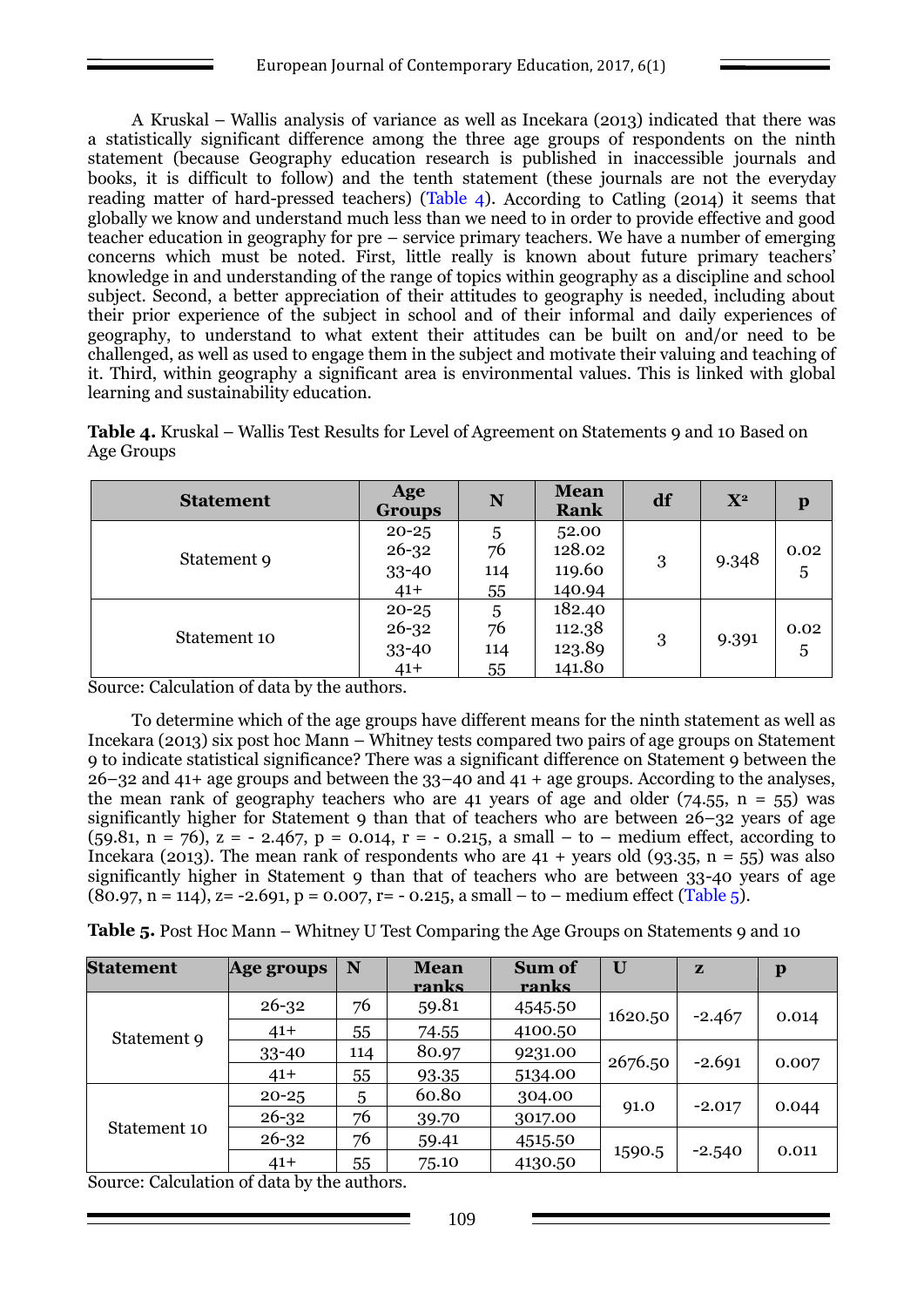A Kruskal – Wallis analysis of variance as well as Incekara (2013) indicated that there was a statistically significant difference among the three age groups of respondents on the ninth statement (because Geography education research is published in inaccessible journals and books, it is difficult to follow) and the tenth statement (these journals are not the everyday reading matter of hard-pressed teachers) (Table 4). According to Catling (2014) it seems that globally we know and understand much less than we need to in order to provide effective and good teacher education in geography for pre – service primary teachers. We have a number of emerging concerns which must be noted. First, little really is known about future primary teachers' knowledge in and understanding of the range of topics within geography as a discipline and school subject. Second, a better appreciation of their attitudes to geography is needed, including about their prior experience of the subject in school and of their informal and daily experiences of geography, to understand to what extent their attitudes can be built on and/or need to be challenged, as well as used to engage them in the subject and motivate their valuing and teaching of it. Third, within geography a significant area is environmental values. This is linked with global learning and sustainability education.

**Table 4.** Kruskal – Wallis Test Results for Level of Agreement on Statements 9 and 10 Based on Age Groups

| Statement | Age Groups | N | Mean Rank | df | $X^2$ | p |
|---|---|---|---|---|---|---|
| Statement 9 | 20-25 | 5 | 52.00 | 3 | 9.348 | 0.025 |
| | 26-32 | 76 | 128.02 | | | |
| | 33-40 | 114 | 119.60 | | | |
| | 41+ | 55 | 140.94 | | | |
| Statement 10 | 20-25 | 5 | 182.40 | 3 | 9.391 | 0.025 |
| | 26-32 | 76 | 112.38 | | | |
| | 33-40 | 114 | 123.89 | | | |
| | 41+ | 55 | 141.80 | | | |

Source: Calculation of data by the authors.

To determine which of the age groups have different means for the ninth statement as well as Incekara (2013) six post hoc Mann – Whitney tests compared two pairs of age groups on Statement 9 to indicate statistical significance? There was a significant difference on Statement 9 between the 26–32 and 41+ age groups and between the 33–40 and 41 + age groups. According to the analyses, the mean rank of geography teachers who are 41 years of age and older (74.55, n = 55) was significantly higher for Statement 9 than that of teachers who are between 26–32 years of age (59.81, n = 76), z = - 2.467, p = 0.014, r = - 0.215, a small – to – medium effect, according to Incekara (2013). The mean rank of respondents who are 41 + years old (93.35, n = 55) was also significantly higher in Statement 9 than that of teachers who are between 33-40 years of age (80.97, n = 114), z= -2.691, p = 0.007, r= - 0.215, a small – to – medium effect (Table 5).

**Table 5.** Post Hoc Mann – Whitney U Test Comparing the Age Groups on Statements 9 and 10

| Statement | Age groups | N | Mean ranks | Sum of ranks | U | z | p |
|---|---|---|---|---|---|---|---|
| Statement 9 | 26-32 | 76 | 59.81 | 4545.50 | 1620.50 | -2.467 | 0.014 |
| | 41+ | 55 | 74.55 | 4100.50 | | | |
| | 33-40 | 114 | 80.97 | 9231.00 | 2676.50 | -2.691 | 0.007 |
| | 41+ | 55 | 93.35 | 5134.00 | | | |
| Statement 10 | 20-25 | 5 | 60.80 | 304.00 | 91.0 | -2.017 | 0.044 |
| | 26-32 | 76 | 39.70 | 3017.00 | | | |
| | 26-32 | 76 | 59.41 | 4515.50 | 1590.5 | -2.540 | 0.011 |
| | 41+ | 55 | 75.10 | 4130.50 | | | |

Source: Calculation of data by the authors.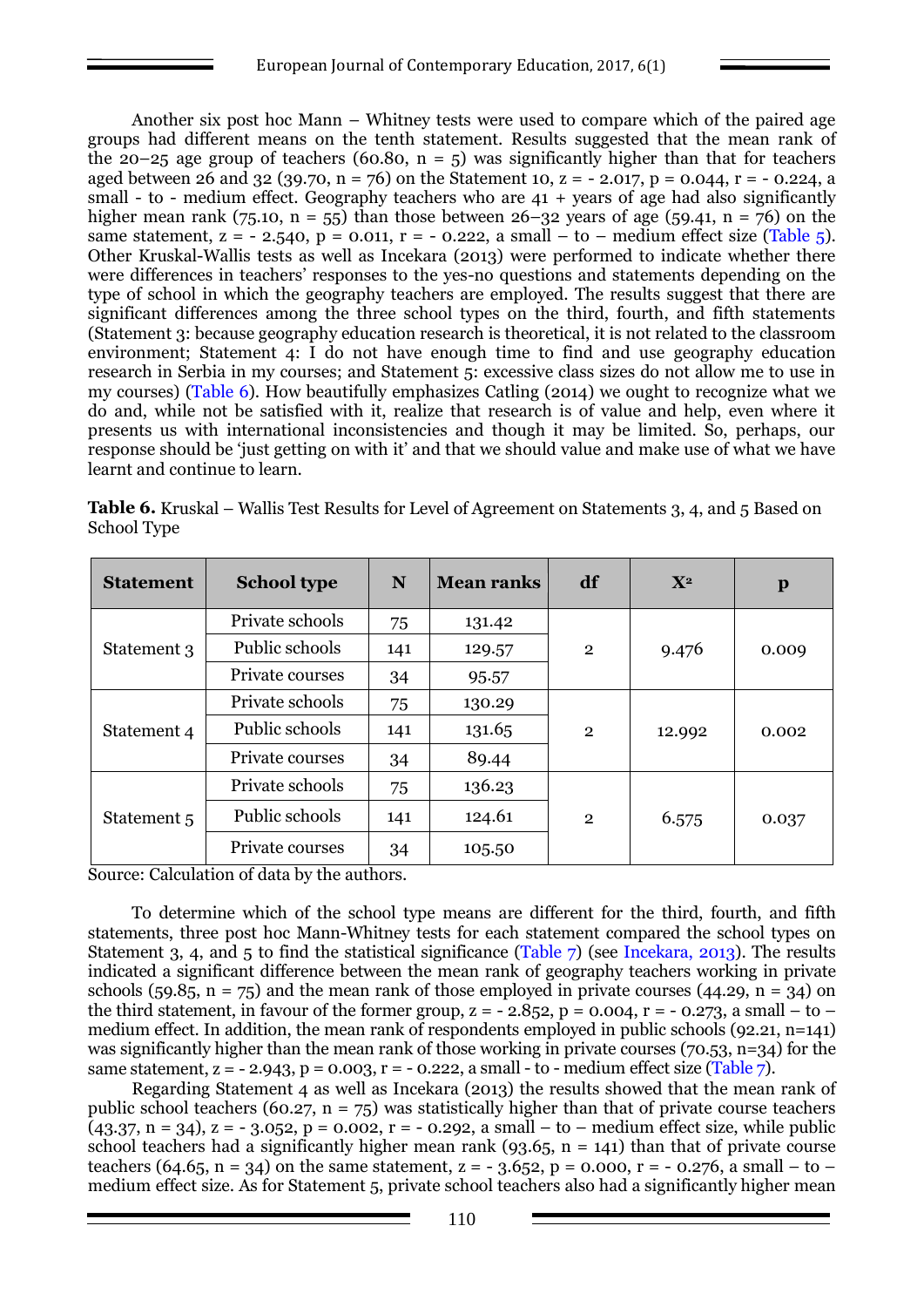Another six post hoc Mann – Whitney tests were used to compare which of the paired age groups had different means on the tenth statement. Results suggested that the mean rank of the 20–25 age group of teachers (60.80, n = 5) was significantly higher than that for teachers aged between 26 and 32 (39.70, n = 76) on the Statement 10, z = - 2.017, p = 0.044, r = - 0.224, a small - to - medium effect. Geography teachers who are 41 + years of age had also significantly higher mean rank (75.10, n = 55) than those between 26–32 years of age (59.41, n = 76) on the same statement, z = - 2.540, p = 0.011, r = - 0.222, a small – to – medium effect size (Table 5). Other Kruskal-Wallis tests as well as Incekara (2013) were performed to indicate whether there were differences in teachers' responses to the yes-no questions and statements depending on the type of school in which the geography teachers are employed. The results suggest that there are significant differences among the three school types on the third, fourth, and fifth statements (Statement 3: because geography education research is theoretical, it is not related to the classroom environment; Statement 4: I do not have enough time to find and use geography education research in Serbia in my courses; and Statement 5: excessive class sizes do not allow me to use in my courses) (Table 6). How beautifully emphasizes Catling (2014) we ought to recognize what we do and, while not be satisfied with it, realize that research is of value and help, even where it presents us with international inconsistencies and though it may be limited. So, perhaps, our response should be 'just getting on with it' and that we should value and make use of what we have learnt and continue to learn.

**Table 6.** Kruskal – Wallis Test Results for Level of Agreement on Statements 3, 4, and 5 Based on School Type

| Statement | School type | N | Mean ranks | df | $X^2$ | p |
|---|---|---|---|---|---|---|
| Statement 3 | Private schools | 75 | 131.42 | 2 | 9.476 | 0.009 |
| | Public schools | 141 | 129.57 | | | |
| | Private courses | 34 | 95.57 | | | |
| Statement 4 | Private schools | 75 | 130.29 | 2 | 12.992 | 0.002 |
| | Public schools | 141 | 131.65 | | | |
| | Private courses | 34 | 89.44 | | | |
| Statement 5 | Private schools | 75 | 136.23 | 2 | 6.575 | 0.037 |
| | Public schools | 141 | 124.61 | | | |
| | Private courses | 34 | 105.50 | | | |

Source: Calculation of data by the authors.

To determine which of the school type means are different for the third, fourth, and fifth statements, three post hoc Mann-Whitney tests for each statement compared the school types on Statement 3, 4, and 5 to find the statistical significance (Table 7) (see Incekara, 2013). The results indicated a significant difference between the mean rank of geography teachers working in private schools (59.85, n = 75) and the mean rank of those employed in private courses (44.29, n = 34) on the third statement, in favour of the former group, z = - 2.852, p = 0.004, r = - 0.273, a small – to – medium effect. In addition, the mean rank of respondents employed in public schools (92.21, n=141) was significantly higher than the mean rank of those working in private courses (70.53, n=34) for the same statement, z = - 2.943, p = 0.003, r = - 0.222, a small - to - medium effect size (Table 7).

Regarding Statement 4 as well as Incekara (2013) the results showed that the mean rank of public school teachers (60.27, n = 75) was statistically higher than that of private course teachers (43.37, n = 34), z = - 3.052, p = 0.002, r = - 0.292, a small – to – medium effect size, while public school teachers had a significantly higher mean rank (93.65, n = 141) than that of private course teachers (64.65, n = 34) on the same statement, z = - 3.652, p = 0.000, r = - 0.276, a small – to – medium effect size. As for Statement 5, private school teachers also had a significantly higher mean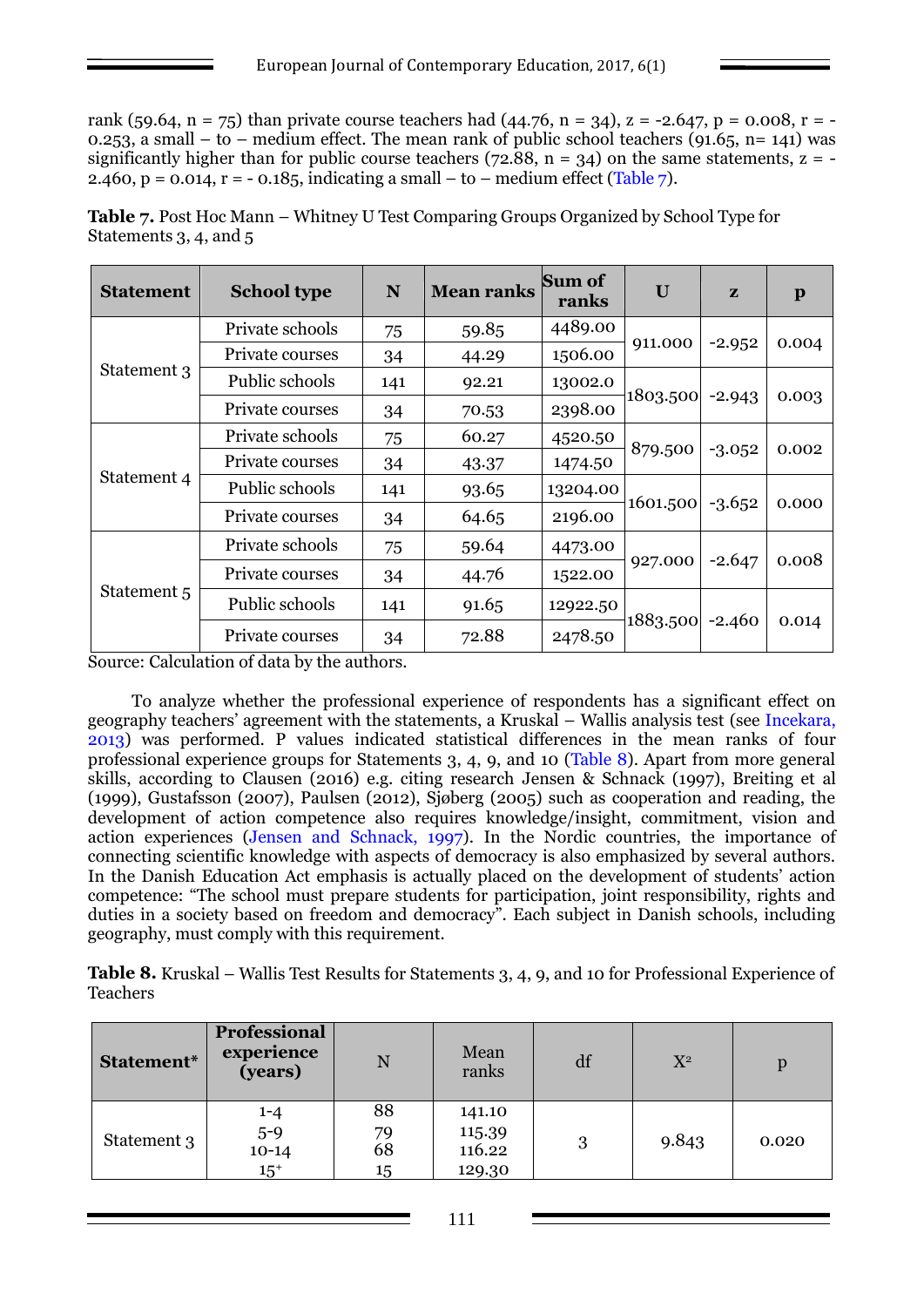rank (59.64, n = 75) than private course teachers had (44.76, n = 34), z = -2.647, p = 0.008, r = -0.253, a small – to – medium effect. The mean rank of public school teachers (91.65, n= 141) was significantly higher than for public course teachers (72.88, n = 34) on the same statements, z = -2.460, p = 0.014, r = - 0.185, indicating a small – to – medium effect (Table 7).

**Table 7.** Post Hoc Mann – Whitney U Test Comparing Groups Organized by School Type for Statements 3, 4, and 5

| Statement | School type | N | Mean ranks | Sum of ranks | U | z | p |
|---|---|---|---|---|---|---|---|
| Statement 3 | Private schools | 75 | 59.85 | 4489.00 | 911.000 | -2.952 | 0.004 |
| | Private courses | 34 | 44.29 | 1506.00 | | | |
| | Public schools | 141 | 92.21 | 13002.0 | 1803.500 | -2.943 | 0.003 |
| | Private courses | 34 | 70.53 | 2398.00 | | | |
| Statement 4 | Private schools | 75 | 60.27 | 4520.50 | 879.500 | -3.052 | 0.002 |
| | Private courses | 34 | 43.37 | 1474.50 | | | |
| | Public schools | 141 | 93.65 | 13204.00 | 1601.500 | -3.652 | 0.000 |
| | Private courses | 34 | 64.65 | 2196.00 | | | |
| Statement 5 | Private schools | 75 | 59.64 | 4473.00 | 927.000 | -2.647 | 0.008 |
| | Private courses | 34 | 44.76 | 1522.00 | | | |
| | Public schools | 141 | 91.65 | 12922.50 | 1883.500 | -2.460 | 0.014 |
| | Private courses | 34 | 72.88 | 2478.50 | | | |

Source: Calculation of data by the authors.

To analyze whether the professional experience of respondents has a significant effect on geography teachers' agreement with the statements, a Kruskal – Wallis analysis test (see Incekara, 2013) was performed. P values indicated statistical differences in the mean ranks of four professional experience groups for Statements 3, 4, 9, and 10 (Table 8). Apart from more general skills, according to Clausen (2016) e.g. citing research Jensen & Schnack (1997), Breiting et al (1999), Gustafsson (2007), Paulsen (2012), Sjøberg (2005) such as cooperation and reading, the development of action competence also requires knowledge/insight, commitment, vision and action experiences (Jensen and Schnack, 1997). In the Nordic countries, the importance of connecting scientific knowledge with aspects of democracy is also emphasized by several authors. In the Danish Education Act emphasis is actually placed on the development of students' action competence: "The school must prepare students for participation, joint responsibility, rights and duties in a society based on freedom and democracy". Each subject in Danish schools, including geography, must comply with this requirement.

**Table 8.** Kruskal – Wallis Test Results for Statements 3, 4, 9, and 10 for Professional Experience of Teachers

| Statement* | Professional experience (years) | N | Mean ranks | df | $X^2$ | p |
|---|---|---|---|---|---|---|
| Statement 3 | 1-4<br>5-9<br>10-14<br>15+ | 88<br>79<br>68<br>15 | 141.10<br>115.39<br>116.22<br>129.30 | 3 | 9.843 | 0.020 |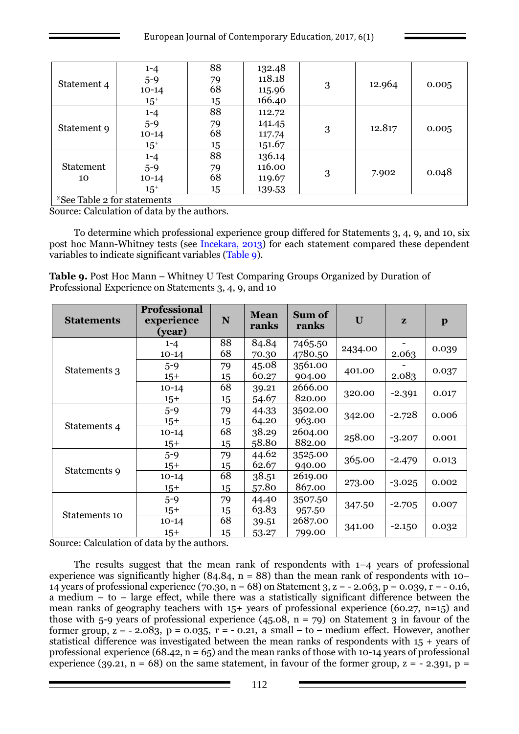| Statement 4 | 1-4<br>5-9<br>10-14<br>15+ | 88<br>79<br>68<br>15 | 132.48<br>118.18<br>115.96<br>166.40 | 3 | 12.964 | 0.005 |
|---|---|---|---|---|---|---|
| Statement 9 | 1-4<br>5-9<br>10-14<br>15+ | 88<br>79<br>68<br>15 | 112.72<br>141.45<br>117.74<br>151.67 | 3 | 12.817 | 0.005 |
| Statement 10 | 1-4<br>5-9<br>10-14<br>15+ | 88<br>79<br>68<br>15 | 136.14<br>116.00<br>119.67<br>139.53 | 3 | 7.902 | 0.048 |
| *See Table 2 for statements | | | | | | |

Source: Calculation of data by the authors.

To determine which professional experience group differed for Statements 3, 4, 9, and 10, six post hoc Mann-Whitney tests (see Incekara, 2013) for each statement compared these dependent variables to indicate significant variables (Table 9).

**Table 9.** Post Hoc Mann – Whitney U Test Comparing Groups Organized by Duration of Professional Experience on Statements 3, 4, 9, and 10

| Statements | Professional experience (year) | N | Mean ranks | Sum of ranks | U | z | p |
|---|---|---|---|---|---|---|---|
| Statements 3 | 1-4<br>10-14 | 88<br>68 | 84.84<br>70.30 | 7465.50<br>4780.50 | 2434.00 | -<br>2.063 | 0.039 |
| | 5-9<br>15+ | 79<br>15 | 45.08<br>60.27 | 3561.00<br>904.00 | 401.00 | -<br>2.083 | 0.037 |
| | 10-14<br>15+ | 68<br>15 | 39.21<br>54.67 | 2666.00<br>820.00 | 320.00 | -2.391 | 0.017 |
| Statements 4 | 5-9<br>15+ | 79<br>15 | 44.33<br>64.20 | 3502.00<br>963.00 | 342.00 | -2.728 | 0.006 |
| | 10-14<br>15+ | 68<br>15 | 38.29<br>58.80 | 2604.00<br>882.00 | 258.00 | -3.207 | 0.001 |
| Statements 9 | 5-9<br>15+ | 79<br>15 | 44.62<br>62.67 | 3525.00<br>940.00 | 365.00 | -2.479 | 0.013 |
| | 10-14<br>15+ | 68<br>15 | 38.51<br>57.80 | 2619.00<br>867.00 | 273.00 | -3.025 | 0.002 |
| Statements 10 | 5-9<br>15+ | 79<br>15 | 44.40<br>63.83 | 3507.50<br>957.50 | 347.50 | -2.705 | 0.007 |
| | 10-14<br>15+ | 68<br>15 | 39.51<br>53.27 | 2687.00<br>799.00 | 341.00 | -2.150 | 0.032 |

Source: Calculation of data by the authors.

The results suggest that the mean rank of respondents with 1–4 years of professional experience was significantly higher (84.84, n = 88) than the mean rank of respondents with 10–14 years of professional experience (70.30, n = 68) on Statement 3, z = - 2.063, p = 0.039, r = - 0.16, a medium – to – large effect, while there was a statistically significant difference between the mean ranks of geography teachers with 15+ years of professional experience (60.27, n=15) and those with 5-9 years of professional experience (45.08, n = 79) on Statement 3 in favour of the former group, z = - 2.083, p = 0.035, r = - 0.21, a small – to – medium effect. However, another statistical difference was investigated between the mean ranks of respondents with 15 + years of professional experience (68.42, n = 65) and the mean ranks of those with 10-14 years of professional experience (39.21, n = 68) on the same statement, in favour of the former group, z = - 2.391, p =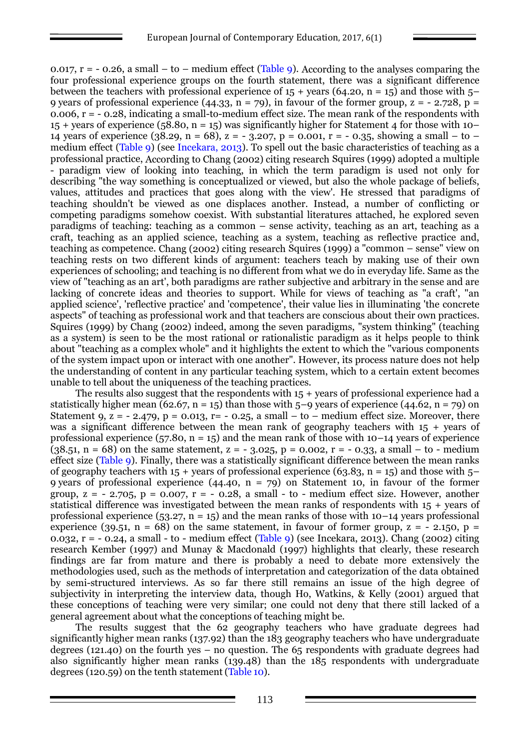0.017, $r = -0.26$, a small – to – medium effect (Table 9). According to the analyses comparing the four professional experience groups on the fourth statement, there was a significant difference between the teachers with professional experience of 15 + years (64.20, $n = 15$) and those with 5–9 years of professional experience (44.33, $n = 79$), in favour of the former group, $z = -2.728$, $p = 0.006$, $r = -0.28$, indicating a small-to-medium effect size. The mean rank of the respondents with 15 + years of experience (58.80, $n = 15$) was significantly higher for Statement 4 for those with 10–14 years of experience (38.29, $n = 68$), $z = -3.207$, $p = 0.001$, $r = -0.35$, showing a small – to – medium effect (Table 9) (see Incekara, 2013). To spell out the basic characteristics of teaching as a professional practice, According to Chang (2002) citing research Squires (1999) adopted a multiple - paradigm view of looking into teaching, in which the term paradigm is used not only for describing "the way something is conceptualized or viewed, but also the whole package of beliefs, values, attitudes and practices that goes along with the view'. He stressed that paradigms of teaching shouldn't be viewed as one displaces another. Instead, a number of conflicting or competing paradigms somehow coexist. With substantial literatures attached, he explored seven paradigms of teaching: teaching as a common – sense activity, teaching as an art, teaching as a craft, teaching as an applied science, teaching as a system, teaching as reflective practice and, teaching as competence. Chang (2002) citing research Squires (1999) a "common – sense" view on teaching rests on two different kinds of argument: teachers teach by making use of their own experiences of schooling; and teaching is no different from what we do in everyday life. Same as the view of "teaching as an art', both paradigms are rather subjective and arbitrary in the sense and are lacking of concrete ideas and theories to support. While for views of teaching as "a craft', "an applied science', 'reflective practice' and 'competence', their value lies in illuminating 'the concrete aspects" of teaching as professional work and that teachers are conscious about their own practices. Squires (1999) by Chang (2002) indeed, among the seven paradigms, "system thinking" (teaching as a system) is seen to be the most rational or rationalistic paradigm as it helps people to think about "teaching as a complex whole" and it highlights the extent to which the "various components of the system impact upon or interact with one another". However, its process nature does not help the understanding of content in any particular teaching system, which to a certain extent becomes unable to tell about the uniqueness of the teaching practices.

The results also suggest that the respondents with 15 + years of professional experience had a statistically higher mean (62.67, $n = 15$) than those with 5–9 years of experience (44.62, $n = 79$) on Statement 9, $z = -2.479$, $p = 0.013$, $r = -0.25$, a small – to – medium effect size. Moreover, there was a significant difference between the mean rank of geography teachers with 15 + years of professional experience (57.80, $n = 15$) and the mean rank of those with 10–14 years of experience (38.51, $n = 68$) on the same statement, $z = -3.025$, $p = 0.002$, $r = -0.33$, a small – to - medium effect size (Table 9). Finally, there was a statistically significant difference between the mean ranks of geography teachers with 15 + years of professional experience (63.83, $n = 15$) and those with 5–9 years of professional experience (44.40, $n = 79$) on Statement 10, in favour of the former group, $z = -2.705$, $p = 0.007$, $r = -0.28$, a small - to - medium effect size. However, another statistical difference was investigated between the mean ranks of respondents with 15 + years of professional experience (53.27, $n = 15$) and the mean ranks of those with 10–14 years professional experience (39.51, $n = 68$) on the same statement, in favour of former group, $z = -2.150$, $p = 0.032$, $r = -0.24$, a small - to - medium effect (Table 9) (see Incekara, 2013). Chang (2002) citing research Kember (1997) and Munay & Macdonald (1997) highlights that clearly, these research findings are far from mature and there is probably a need to debate more extensively the methodologies used, such as the methods of interpretation and categorization of the data obtained by semi-structured interviews. As so far there still remains an issue of the high degree of subjectivity in interpreting the interview data, though Ho, Watkins, & Kelly (2001) argued that these conceptions of teaching were very similar; one could not deny that there still lacked of a general agreement about what the conceptions of teaching might be.

The results suggest that the 62 geography teachers who have graduate degrees had significantly higher mean ranks (137.92) than the 183 geography teachers who have undergraduate degrees (121.40) on the fourth yes – no question. The 65 respondents with graduate degrees had also significantly higher mean ranks (139.48) than the 185 respondents with undergraduate degrees (120.59) on the tenth statement (Table 10).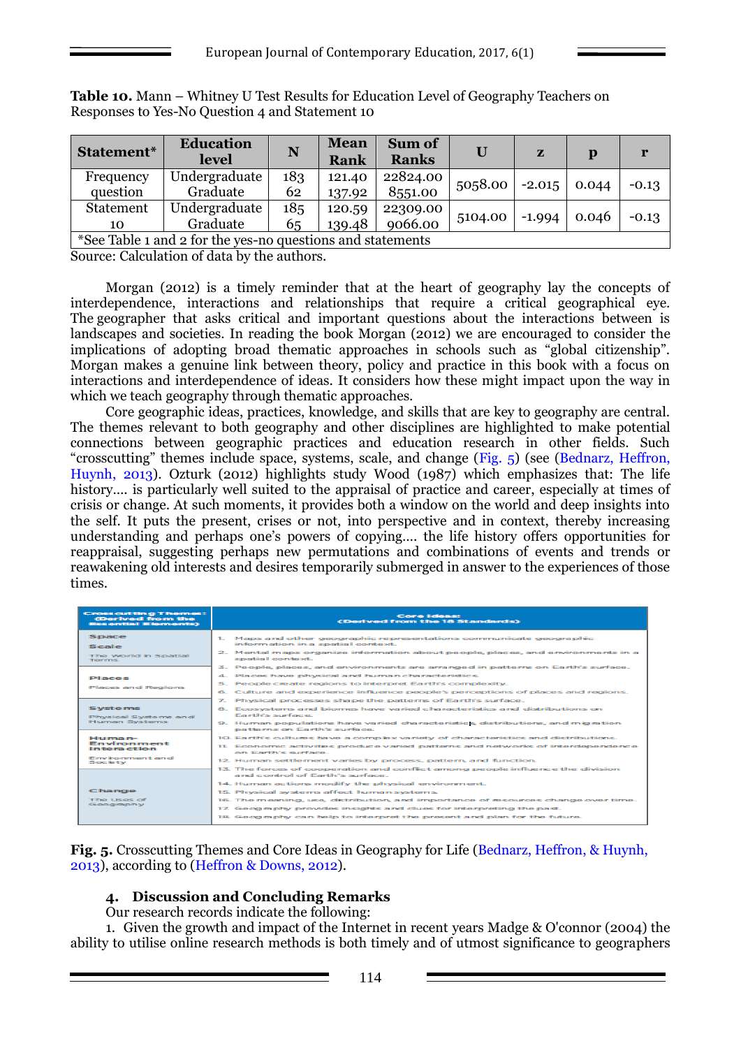**Table 10.** Mann – Whitney U Test Results for Education Level of Geography Teachers on Responses to Yes-No Question 4 and Statement 10

| Statement* | Education level | N | Mean Rank | Sum of Ranks | U | z | p | r |
|---|---|---|---|---|---|---|---|---|
| Frequency question | Undergraduate<br>Graduate | 183<br>62 | 121.40<br>137.92 | 22824.00<br>8551.00 | 5058.00 | -2.015 | 0.044 | -0.13 |
| Statement 10 | Undergraduate<br>Graduate | 185<br>65 | 120.59<br>139.48 | 22309.00<br>9066.00 | 5104.00 | -1.994 | 0.046 | -0.13 |

*See Table 1 and 2 for the yes-no questions and statements

Source: Calculation of data by the authors.

Morgan (2012) is a timely reminder that at the heart of geography lay the concepts of interdependence, interactions and relationships that require a critical geographical eye. The geographer that asks critical and important questions about the interactions between landscapes and societies. In reading the book Morgan (2012) we are encouraged to consider the implications of adopting broad thematic approaches in schools such as "global citizenship". Morgan makes a genuine link between theory, policy and practice in this book with a focus on interactions and interdependence of ideas. It considers how these might impact upon the way in which we teach geography through thematic approaches.

Core geographic ideas, practices, knowledge, and skills that are key to geography are central. The themes relevant to both geography and other disciplines are highlighted to make potential connections between geographic practices and education research in other fields. Such "crosscutting" themes include space, systems, scale, and change (Fig. 5) (see (Bednarz, Heffron, Huynh, 2013). Ozturk (2012) highlights study Wood (1987) which emphasizes that: The life history…. is particularly well suited to the appraisal of practice and career, especially at times of crisis or change. At such moments, it provides both a window on the world and deep insights into the self. It puts the present, crises or not, into perspective and in context, thereby increasing understanding and perhaps one's powers of copying…. the life history offers opportunities for reappraisal, suggesting perhaps new permutations and combinations of events and trends or reawakening old interests and desires temporarily submerged in answer to the experiences of those times.

| Crosscutting Themes: (Derived from the Essential Elements) | Core Ideas: (Derived from the 18 Standards) |
|---|---|
| **Space**<br>**Scale**<br>The World in Spatial Terms | 1. Maps and other geographic representations communicate geographic information in a spatial context.<br>2. Mental maps organize information about people, places, and environments in a spatial context.<br>3. People, places, and environments are arranged in patterns on Earth's surface. |
| **Places**<br>Places and Regions | 4. Places have physical and human characteristics.<br>5. People create regions to interpret Earth's complexity.<br>6. Culture and experience influence people's perceptions of places and regions. |
| **Systems**<br>Physical Systems and Human Systems | 7. Physical processes shape the patterns of Earth's surface.<br>8. Ecosystems and biomes have varied characteristics and distributions on Earth's surface.<br>9. Human populations have varied characteristics, distributions, and migration patterns on Earth's surface.<br>10. Earth's cultures have a complex variety of characteristics and distributions.<br>11. Economic activities produce varied patterns and networks of interdependence on Earth's surface.<br>12. Human settlement varies by process, pattern, and function.<br>13. The forces of cooperation and conflict among people influence the division and control of Earth's surface. |
| **Human-Environment Interaction**<br>Environment and Society | 14. Human actions modify the physical environment.<br>15. Physical systems affect human systems.<br>16. The meaning, use, distribution, and importance of resources change over time. |
| **Change**<br>The Uses of Geography | 17. Geography provides insights and clues for interpreting the past.<br>18. Geography can help to interpret the present and plan for the future. |

**Fig. 5.** Crosscutting Themes and Core Ideas in Geography for Life (Bednarz, Heffron, & Huynh, 2013), according to (Heffron & Downs, 2012).

## 4. Discussion and Concluding Remarks

Our research records indicate the following:

1. Given the growth and impact of the Internet in recent years Madge & O'connor (2004) the ability to utilise online research methods is both timely and of utmost significance to geographers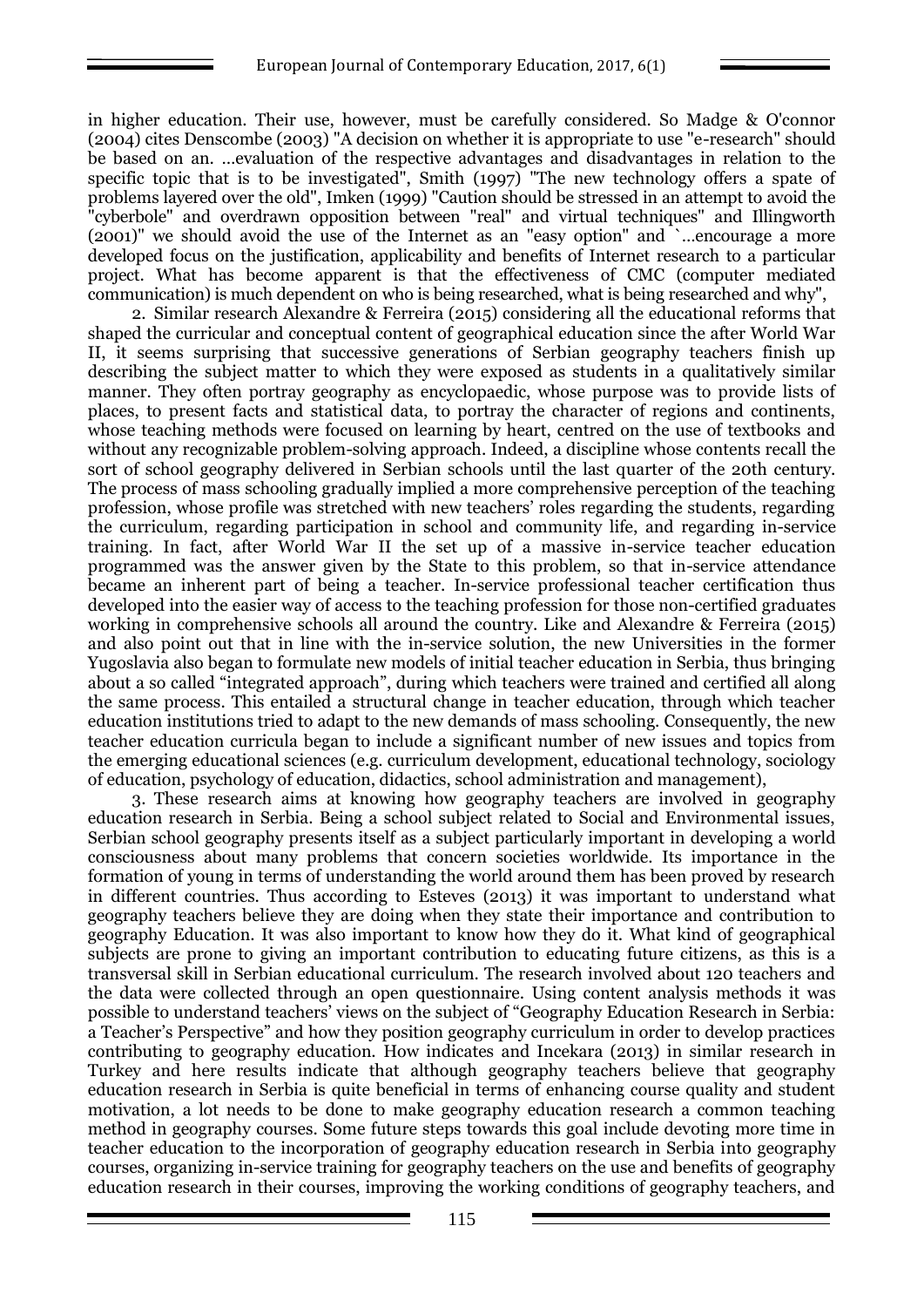in higher education. Their use, however, must be carefully considered. So Madge & O'connor (2004) cites Denscombe (2003) "A decision on whether it is appropriate to use "e-research" should be based on an. …evaluation of the respective advantages and disadvantages in relation to the specific topic that is to be investigated", Smith (1997) "The new technology offers a spate of problems layered over the old", Imken (1999) "Caution should be stressed in an attempt to avoid the "cyberbole" and overdrawn opposition between "real" and virtual techniques" and Illingworth (2001)" we should avoid the use of the Internet as an "easy option" and `…encourage a more developed focus on the justification, applicability and benefits of Internet research to a particular project. What has become apparent is that the effectiveness of CMC (computer mediated communication) is much dependent on who is being researched, what is being researched and why",

2. Similar research Alexandre & Ferreira (2015) considering all the educational reforms that shaped the curricular and conceptual content of geographical education since the after World War II, it seems surprising that successive generations of Serbian geography teachers finish up describing the subject matter to which they were exposed as students in a qualitatively similar manner. They often portray geography as encyclopaedic, whose purpose was to provide lists of places, to present facts and statistical data, to portray the character of regions and continents, whose teaching methods were focused on learning by heart, centred on the use of textbooks and without any recognizable problem-solving approach. Indeed, a discipline whose contents recall the sort of school geography delivered in Serbian schools until the last quarter of the 20th century. The process of mass schooling gradually implied a more comprehensive perception of the teaching profession, whose profile was stretched with new teachers' roles regarding the students, regarding the curriculum, regarding participation in school and community life, and regarding in-service training. In fact, after World War II the set up of a massive in-service teacher education programmed was the answer given by the State to this problem, so that in-service attendance became an inherent part of being a teacher. In-service professional teacher certification thus developed into the easier way of access to the teaching profession for those non-certified graduates working in comprehensive schools all around the country. Like and Alexandre & Ferreira (2015) and also point out that in line with the in-service solution, the new Universities in the former Yugoslavia also began to formulate new models of initial teacher education in Serbia, thus bringing about a so called "integrated approach", during which teachers were trained and certified all along the same process. This entailed a structural change in teacher education, through which teacher education institutions tried to adapt to the new demands of mass schooling. Consequently, the new teacher education curricula began to include a significant number of new issues and topics from the emerging educational sciences (e.g. curriculum development, educational technology, sociology of education, psychology of education, didactics, school administration and management),

3. These research aims at knowing how geography teachers are involved in geography education research in Serbia. Being a school subject related to Social and Environmental issues, Serbian school geography presents itself as a subject particularly important in developing a world consciousness about many problems that concern societies worldwide. Its importance in the formation of young in terms of understanding the world around them has been proved by research in different countries. Thus according to Esteves (2013) it was important to understand what geography teachers believe they are doing when they state their importance and contribution to geography Education. It was also important to know how they do it. What kind of geographical subjects are prone to giving an important contribution to educating future citizens, as this is a transversal skill in Serbian educational curriculum. The research involved about 120 teachers and the data were collected through an open questionnaire. Using content analysis methods it was possible to understand teachers' views on the subject of "Geography Education Research in Serbia: a Teacher's Perspective" and how they position geography curriculum in order to develop practices contributing to geography education. How indicates and Incekara (2013) in similar research in Turkey and here results indicate that although geography teachers believe that geography education research in Serbia is quite beneficial in terms of enhancing course quality and student motivation, a lot needs to be done to make geography education research a common teaching method in geography courses. Some future steps towards this goal include devoting more time in teacher education to the incorporation of geography education research in Serbia into geography courses, organizing in-service training for geography teachers on the use and benefits of geography education research in their courses, improving the working conditions of geography teachers, and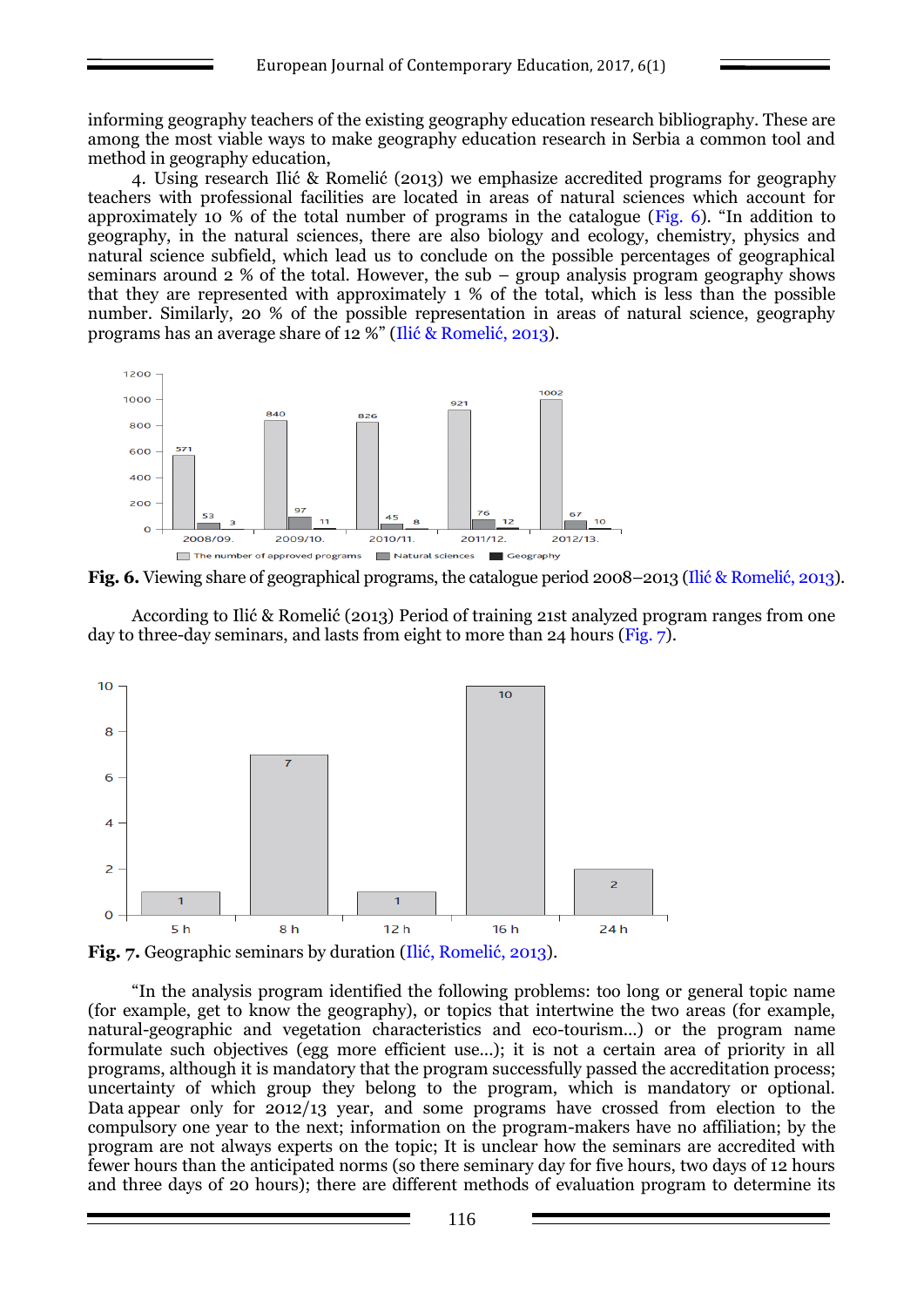informing geography teachers of the existing geography education research bibliography. These are among the most viable ways to make geography education research in Serbia a common tool and method in geography education,

4. Using research Ilić & Romelić (2013) we emphasize accredited programs for geography teachers with professional facilities are located in areas of natural sciences which account for approximately 10 % of the total number of programs in the catalogue (Fig. 6). "In addition to geography, in the natural sciences, there are also biology and ecology, chemistry, physics and natural science subfield, which lead us to conclude on the possible percentages of geographical seminars around 2 % of the total. However, the sub – group analysis program geography shows that they are represented with approximately 1 % of the total, which is less than the possible number. Similarly, 20 % of the possible representation in areas of natural science, geography programs has an average share of 12 %" (Ilić & Romelić, 2013).

| | 2008/09. | 2009/10. | 2010/11. | 2011/12. | 2012/13. |
|---|---|---|---|---|---|
| The number of approved programs | 571 | 840 | 826 | 921 | 1002 |
| Natural sciences | 53 | 97 | 45 | 76 | 67 |
| Geography | 3 | 11 | 8 | 12 | 10 |

**Fig. 6.** Viewing share of geographical programs, the catalogue period 2008–2013 (Ilić & Romelić, 2013).

According to Ilić & Romelić (2013) Period of training 21st analyzed program ranges from one day to three-day seminars, and lasts from eight to more than 24 hours (Fig. 7).

| 5 h | 8 h | 12 h | 16 h | 24 h |
|---|---|---|---|---|
| 1 | 7 | 1 | 10 | 2 |

**Fig. 7.** Geographic seminars by duration (Ilić, Romelić, 2013).

"In the analysis program identified the following problems: too long or general topic name (for example, get to know the geography), or topics that intertwine the two areas (for example, natural-geographic and vegetation characteristics and eco-tourism...) or the program name formulate such objectives (egg more efficient use...); it is not a certain area of priority in all programs, although it is mandatory that the program successfully passed the accreditation process; uncertainty of which group they belong to the program, which is mandatory or optional. Data appear only for 2012/13 year, and some programs have crossed from election to the compulsory one year to the next; information on the program-makers have no affiliation; by the program are not always experts on the topic; It is unclear how the seminars are accredited with fewer hours than the anticipated norms (so there seminary day for five hours, two days of 12 hours and three days of 20 hours); there are different methods of evaluation program to determine its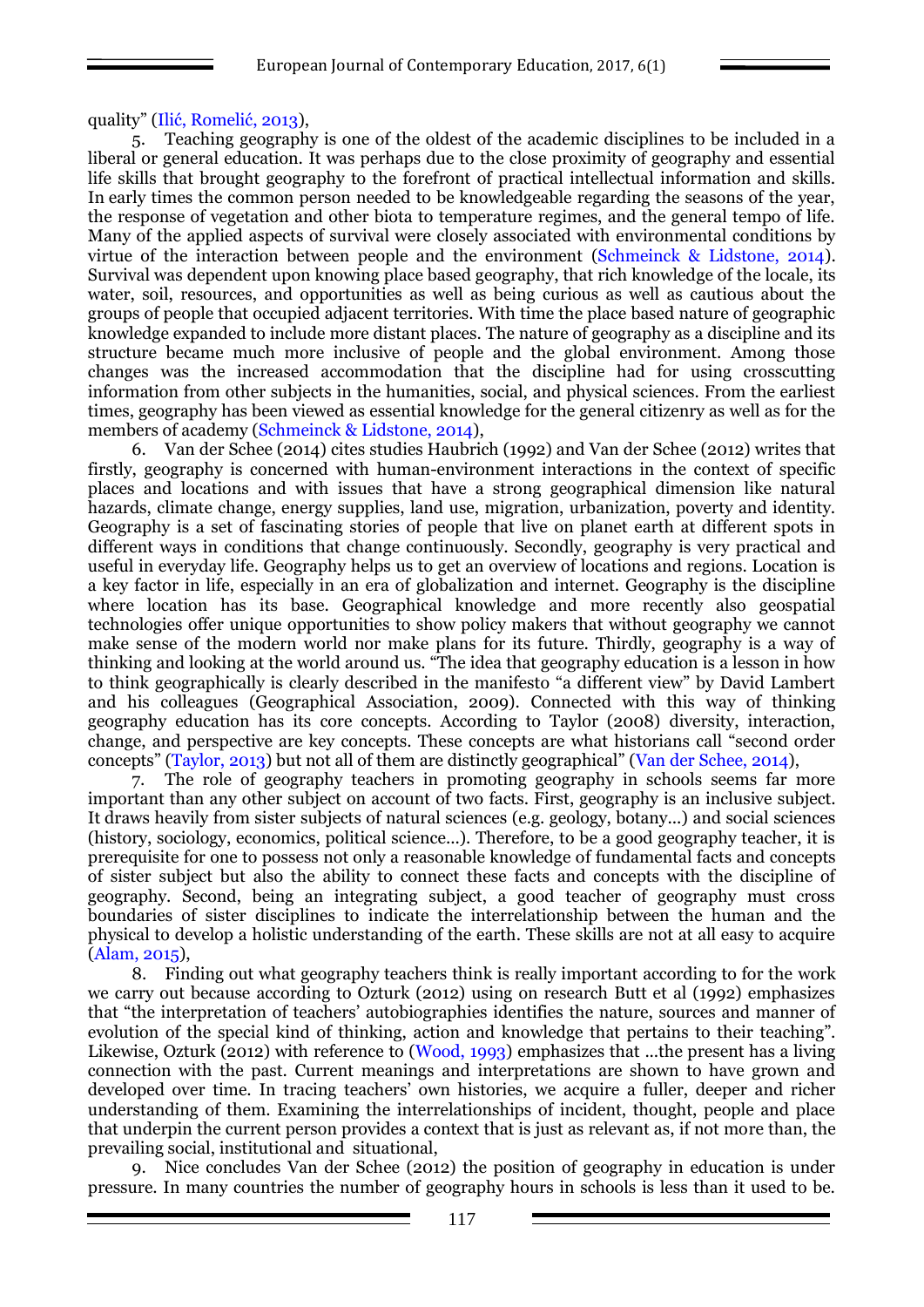quality" (Ilić, Romelić, 2013),

5. Teaching geography is one of the oldest of the academic disciplines to be included in a liberal or general education. It was perhaps due to the close proximity of geography and essential life skills that brought geography to the forefront of practical intellectual information and skills. In early times the common person needed to be knowledgeable regarding the seasons of the year, the response of vegetation and other biota to temperature regimes, and the general tempo of life. Many of the applied aspects of survival were closely associated with environmental conditions by virtue of the interaction between people and the environment (Schmeinck & Lidstone, 2014). Survival was dependent upon knowing place based geography, that rich knowledge of the locale, its water, soil, resources, and opportunities as well as being curious as well as cautious about the groups of people that occupied adjacent territories. With time the place based nature of geographic knowledge expanded to include more distant places. The nature of geography as a discipline and its structure became much more inclusive of people and the global environment. Among those changes was the increased accommodation that the discipline had for using crosscutting information from other subjects in the humanities, social, and physical sciences. From the earliest times, geography has been viewed as essential knowledge for the general citizenry as well as for the members of academy (Schmeinck & Lidstone, 2014),

6. Van der Schee (2014) cites studies Haubrich (1992) and Van der Schee (2012) writes that firstly, geography is concerned with human-environment interactions in the context of specific places and locations and with issues that have a strong geographical dimension like natural hazards, climate change, energy supplies, land use, migration, urbanization, poverty and identity. Geography is a set of fascinating stories of people that live on planet earth at different spots in different ways in conditions that change continuously. Secondly, geography is very practical and useful in everyday life. Geography helps us to get an overview of locations and regions. Location is a key factor in life, especially in an era of globalization and internet. Geography is the discipline where location has its base. Geographical knowledge and more recently also geospatial technologies offer unique opportunities to show policy makers that without geography we cannot make sense of the modern world nor make plans for its future. Thirdly, geography is a way of thinking and looking at the world around us. "The idea that geography education is a lesson in how to think geographically is clearly described in the manifesto "a different view" by David Lambert and his colleagues (Geographical Association, 2009). Connected with this way of thinking geography education has its core concepts. According to Taylor (2008) diversity, interaction, change, and perspective are key concepts. These concepts are what historians call "second order concepts" (Taylor, 2013) but not all of them are distinctly geographical" (Van der Schee, 2014),

7. The role of geography teachers in promoting geography in schools seems far more important than any other subject on account of two facts. First, geography is an inclusive subject. It draws heavily from sister subjects of natural sciences (e.g. geology, botany...) and social sciences (history, sociology, economics, political science...). Therefore, to be a good geography teacher, it is prerequisite for one to possess not only a reasonable knowledge of fundamental facts and concepts of sister subject but also the ability to connect these facts and concepts with the discipline of geography. Second, being an integrating subject, a good teacher of geography must cross boundaries of sister disciplines to indicate the interrelationship between the human and the physical to develop a holistic understanding of the earth. These skills are not at all easy to acquire (Alam, 2015),

8. Finding out what geography teachers think is really important according to for the work we carry out because according to Ozturk (2012) using on research Butt et al (1992) emphasizes that "the interpretation of teachers' autobiographies identifies the nature, sources and manner of evolution of the special kind of thinking, action and knowledge that pertains to their teaching". Likewise, Ozturk (2012) with reference to (Wood, 1993) emphasizes that ...the present has a living connection with the past. Current meanings and interpretations are shown to have grown and developed over time. In tracing teachers' own histories, we acquire a fuller, deeper and richer understanding of them. Examining the interrelationships of incident, thought, people and place that underpin the current person provides a context that is just as relevant as, if not more than, the prevailing social, institutional and situational,

9. Nice concludes Van der Schee (2012) the position of geography in education is under pressure. In many countries the number of geography hours in schools is less than it used to be.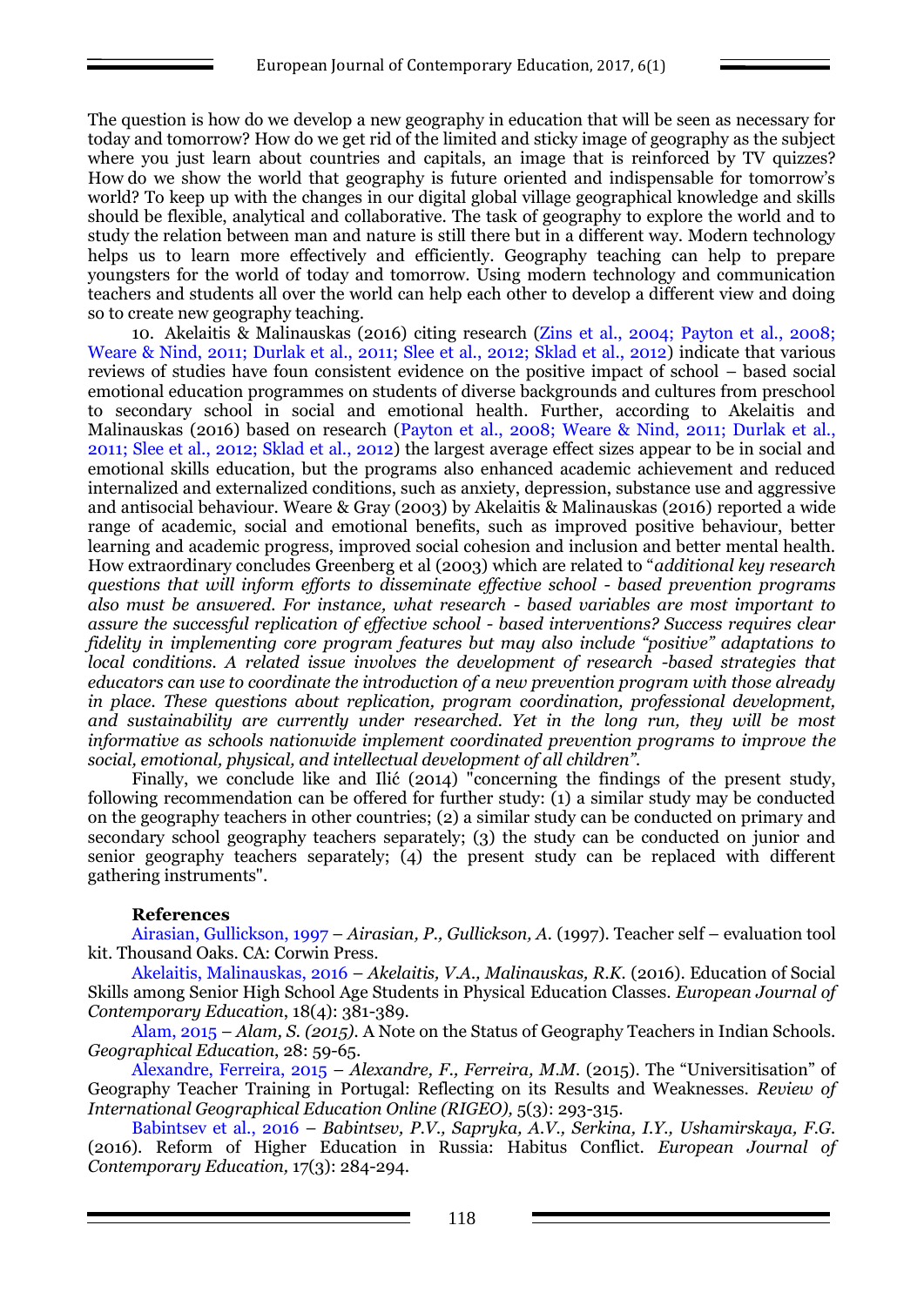The question is how do we develop a new geography in education that will be seen as necessary for today and tomorrow? How do we get rid of the limited and sticky image of geography as the subject where you just learn about countries and capitals, an image that is reinforced by TV quizzes? How do we show the world that geography is future oriented and indispensable for tomorrow's world? To keep up with the changes in our digital global village geographical knowledge and skills should be flexible, analytical and collaborative. The task of geography to explore the world and to study the relation between man and nature is still there but in a different way. Modern technology helps us to learn more effectively and efficiently. Geography teaching can help to prepare youngsters for the world of today and tomorrow. Using modern technology and communication teachers and students all over the world can help each other to develop a different view and doing so to create new geography teaching.

10. Akelaitis & Malinauskas (2016) citing research (Zins et al., 2004; Payton et al., 2008; Weare & Nind, 2011; Durlak et al., 2011; Slee et al., 2012; Sklad et al., 2012) indicate that various reviews of studies have foun consistent evidence on the positive impact of school – based social emotional education programmes on students of diverse backgrounds and cultures from preschool to secondary school in social and emotional health. Further, according to Akelaitis and Malinauskas (2016) based on research (Payton et al., 2008; Weare & Nind, 2011; Durlak et al., 2011; Slee et al., 2012; Sklad et al., 2012) the largest average effect sizes appear to be in social and emotional skills education, but the programs also enhanced academic achievement and reduced internalized and externalized conditions, such as anxiety, depression, substance use and aggressive and antisocial behaviour. Weare & Gray (2003) by Akelaitis & Malinauskas (2016) reported a wide range of academic, social and emotional benefits, such as improved positive behaviour, better learning and academic progress, improved social cohesion and inclusion and better mental health. How extraordinary concludes Greenberg et al (2003) which are related to "*additional key research questions that will inform efforts to disseminate effective school - based prevention programs also must be answered. For instance, what research - based variables are most important to assure the successful replication of effective school - based interventions? Success requires clear fidelity in implementing core program features but may also include "positive" adaptations to local conditions. A related issue involves the development of research -based strategies that educators can use to coordinate the introduction of a new prevention program with those already in place. These questions about replication, program coordination, professional development, and sustainability are currently under researched. Yet in the long run, they will be most informative as schools nationwide implement coordinated prevention programs to improve the social, emotional, physical, and intellectual development of all children*".

Finally, we conclude like and Ilić (2014) "concerning the findings of the present study, following recommendation can be offered for further study: (1) a similar study may be conducted on the geography teachers in other countries; (2) a similar study can be conducted on primary and secondary school geography teachers separately; (3) the study can be conducted on junior and senior geography teachers separately; (4) the present study can be replaced with different gathering instruments".

**References**

Airasian, Gullickson, 1997 – *Airasian, P., Gullickson, A.* (1997). Teacher self – evaluation tool kit. Thousand Oaks. CA: Corwin Press.

Akelaitis, Malinauskas, 2016 – *Akelaitis, V.A., Malinauskas, R.K.* (2016). Education of Social Skills among Senior High School Age Students in Physical Education Classes. *European Journal of Contemporary Education*, 18(4): 381-389.

Alam, 2015 – *Alam, S. (2015).* A Note on the Status of Geography Teachers in Indian Schools. *Geographical Education*, 28: 59-65.

Alexandre, Ferreira, 2015 – *Alexandre, F., Ferreira, M.M.* (2015). The "Universitisation" of Geography Teacher Training in Portugal: Reflecting on its Results and Weaknesses. *Review of International Geographical Education Online (RIGEO),* 5(3): 293-315.

Babintsev et al., 2016 – *Babintsev, P.V., Sapryka, A.V., Serkina, I.Y., Ushamirskaya, F.G.* (2016). Reform of Higher Education in Russia: Habitus Conflict. *European Journal of Contemporary Education,* 17(3): 284-294.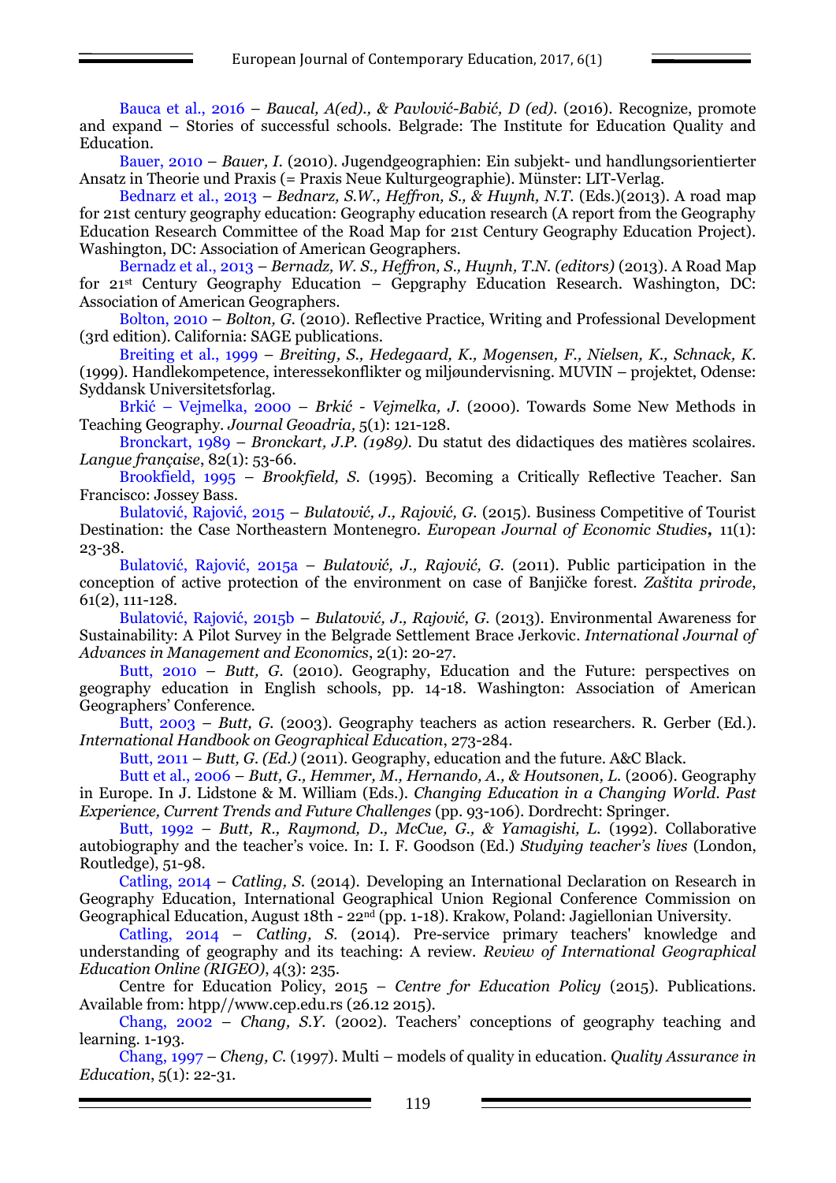Bauca et al., 2016 – *Baucal, A(ed)., & Pavlović-Babić, D (ed).* (2016). Recognize, promote and expand – Stories of successful schools. Belgrade: The Institute for Education Quality and Education.

Bauer, 2010 – *Bauer, I.* (2010). Jugendgeographien: Ein subjekt- und handlungsorientierter Ansatz in Theorie und Praxis (= Praxis Neue Kulturgeographie). Münster: LIT-Verlag.

Bednarz et al., 2013 – *Bednarz, S.W., Heffron, S., & Huynh, N.T.* (Eds.)(2013). A road map for 21st century geography education: Geography education research (A report from the Geography Education Research Committee of the Road Map for 21st Century Geography Education Project). Washington, DC: Association of American Geographers.

Bernadz et al., 2013 – *Bernadz, W. S., Heffron, S., Huynh, T.N. (editors)* (2013). A Road Map for 21st Century Geography Education – Gepgraphy Education Research. Washington, DC: Association of American Geographers.

Bolton, 2010 – *Bolton, G.* (2010). Reflective Practice, Writing and Professional Development (3rd edition). California: SAGE publications.

Breiting et al., 1999 – *Breiting, S., Hedegaard, K., Mogensen, F., Nielsen, K., Schnack, K.* (1999). Handlekompetence, interessekonflikter og miljøundervisning. MUVIN – projektet, Odense: Syddansk Universitetsforlag.

Brkić – Vejmelka, 2000 – *Brkić - Vejmelka, J.* (2000). Towards Some New Methods in Teaching Geography. *Journal Geoadria*, 5(1): 121-128.

Bronckart, 1989 – *Bronckart, J.P. (1989).* Du statut des didactiques des matières scolaires. *Langue française*, 82(1): 53-66.

Brookfield, 1995 – *Brookfield, S.* (1995). Becoming a Critically Reflective Teacher. San Francisco: Jossey Bass.

Bulatović, Rajović, 2015 – *Bulatović, J., Rajović, G.* (2015). Business Competitive of Tourist Destination: the Case Northeastern Montenegro. *European Journal of Economic Studies***,** 11(1): 23-38.

Bulatović, Rajović, 2015a – *Bulatović, J., Rajović, G.* (2011). Public participation in the conception of active protection of the environment on case of Banjičke forest. *Zaštita prirode*, 61(2), 111-128.

Bulatović, Rajović, 2015b – *Bulatović, J., Rajović, G.* (2013). Environmental Awareness for Sustainability: A Pilot Survey in the Belgrade Settlement Brace Jerkovic. *International Journal of Advances in Management and Economics*, 2(1): 20-27.

Butt, 2010 – *Butt, G.* (2010). Geography, Education and the Future: perspectives on geography education in English schools, pp. 14-18. Washington: Association of American Geographers' Conference.

Butt, 2003 – *Butt, G.* (2003). Geography teachers as action researchers. R. Gerber (Ed.). *International Handbook on Geographical Education*, 273-284.

Butt, 2011 – *Butt, G. (Ed.)* (2011). Geography, education and the future. A&C Black.

Butt et al., 2006 – *Butt, G., Hemmer, M., Hernando, A., & Houtsonen, L.* (2006). Geography in Europe. In J. Lidstone & M. William (Eds.). *Changing Education in a Changing World. Past Experience, Current Trends and Future Challenges* (pp. 93-106). Dordrecht: Springer.

Butt, 1992 – *Butt, R., Raymond, D., McCue, G., & Yamagishi, L.* (1992). Collaborative autobiography and the teacher's voice. In: I. F. Goodson (Ed.) *Studying teacher's lives* (London, Routledge), 51-98.

Catling, 2014 – *Catling, S.* (2014). Developing an International Declaration on Research in Geography Education, International Geographical Union Regional Conference Commission on Geographical Education, August 18th - 22nd (pp. 1-18). Krakow, Poland: Jagiellonian University.

Catling, 2014 – *Catling, S.* (2014). Pre-service primary teachers' knowledge and understanding of geography and its teaching: A review. *Review of International Geographical Education Online (RIGEO)*, 4(3): 235.

Centre for Education Policy, 2015 – *Centre for Education Policy* (2015). Publications. Available from: htpp//www.cep.edu.rs (26.12 2015).

Chang, 2002 – *Chang, S.Y.* (2002). Teachers' conceptions of geography teaching and learning. 1-193.

Chang, 1997 – *Cheng, C.* (1997). Multi – models of quality in education. *Quality Assurance in Education*, 5(1): 22-31.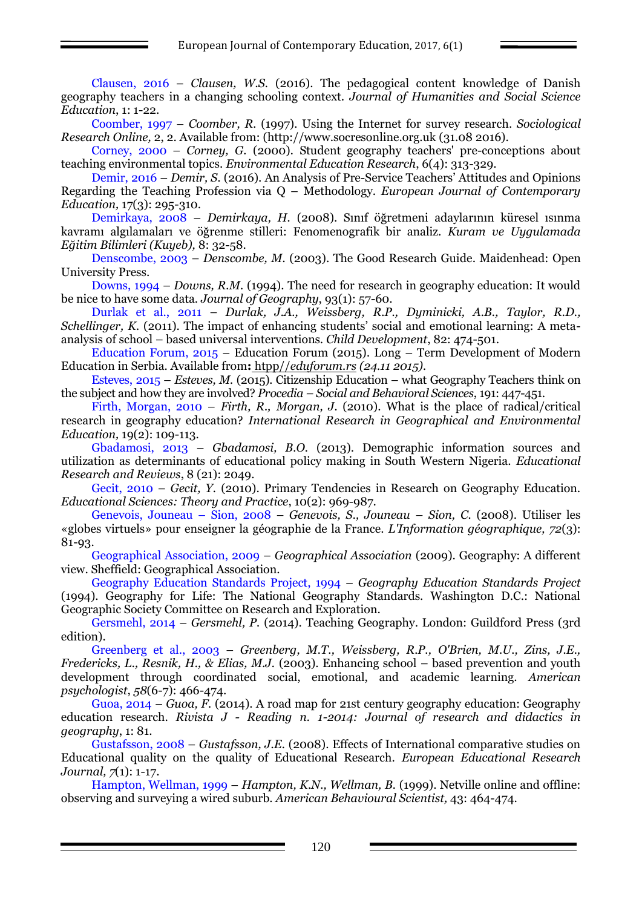Clausen, 2016 – *Clausen, W.S.* (2016). The pedagogical content knowledge of Danish geography teachers in a changing schooling context. *Journal of Humanities and Social Science Education*, 1: 1-22.

Coomber, 1997 – *Coomber, R.* (1997). Using the Internet for survey research. *Sociological Research Online,* 2, 2. Available from: (http://www.socresonline.org.uk (31.08 2016).

Corney, 2000 – *Corney, G.* (2000). Student geography teachers' pre-conceptions about teaching environmental topics. *Environmental Education Research*, 6(4): 313-329.

Demir, 2016 – *Demir, S.* (2016). An Analysis of Pre-Service Teachers' Attitudes and Opinions Regarding the Teaching Profession via Q – Methodology. *European Journal of Contemporary Education,* 17(3): 295-310.

Demirkaya, 2008 – *Demirkaya, H.* (2008). Sınıf öğretmeni adaylarının küresel ısınma kavramı algılamaları ve öğrenme stilleri: Fenomenografik bir analiz. *Kuram ve Uygulamada Eğitim Bilimleri (Kuyeb),* 8: 32-58.

Denscombe, 2003 – *Denscombe, M.* (2003). The Good Research Guide. Maidenhead: Open University Press.

Downs, 1994 – *Downs, R.M.* (1994). The need for research in geography education: It would be nice to have some data. *Journal of Geography*, 93(1): 57-60.

Durlak et al., 2011 – *Durlak, J.A., Weissberg, R.P., Dyminicki, A.B., Taylor, R.D., Schellinger, K.* (2011). The impact of enhancing students' social and emotional learning: A meta-analysis of school – based universal interventions. *Child Development*, 82: 474-501.

Education Forum, 2015 – Education Forum (2015). Long – Term Development of Modern Education in Serbia. Available from**:** htpp//*eduforum.rs (24.11 2015).*

Esteves, 2015 – *Esteves, M.* (2015). Citizenship Education – what Geography Teachers think on the subject and how they are involved? *Procedia – Social and Behavioral Sciences*, 191: 447-451.

Firth, Morgan, 2010 – *Firth, R., Morgan, J.* (2010). What is the place of radical/critical research in geography education? *International Research in Geographical and Environmental Education,* 19(2): 109-113.

Gbadamosi, 2013 – *Gbadamosi, B.O.* (2013). Demographic information sources and utilization as determinants of educational policy making in South Western Nigeria. *Educational Research and Reviews*, 8 (21): 2049.

Gecit, 2010 – *Gecit, Y.* (2010). Primary Tendencies in Research on Geography Education. *Educational Sciences: Theory and Practice*, 10(2): 969-987.

Genevois, Jouneau – Sion, 2008 – *Genevois, S., Jouneau – Sion, C.* (2008). Utiliser les «globes virtuels» pour enseigner la géographie de la France. *L'Information géographique, 72*(3): 81-93.

Geographical Association, 2009 – *Geographical Association* (2009). Geography: A different view. Sheffield: Geographical Association.

Geography Education Standards Project, 1994 – *Geography Education Standards Project* (1994). Geography for Life: The National Geography Standards. Washington D.C.: National Geographic Society Committee on Research and Exploration.

Gersmehl, 2014 – *Gersmehl, P.* (2014). Teaching Geography. London: Guildford Press (3rd edition).

Greenberg et al., 2003 – *Greenberg, M.T., Weissberg, R.P., O'Brien, M.U., Zins, J.E., Fredericks, L., Resnik, H., & Elias, M.J.* (2003). Enhancing school – based prevention and youth development through coordinated social, emotional, and academic learning. *American psychologist*, *58*(6-7): 466-474.

Guoa, 2014 – *Guoa, F.* (2014). A road map for 21st century geography education: Geography education research. *Rivista J - Reading n. 1-2014: Journal of research and didactics in geography*, 1: 81.

Gustafsson, 2008 – *Gustafsson, J.E.* (2008). Effects of International comparative studies on Educational quality on the quality of Educational Research. *European Educational Research Journal, 7*(1): 1-17.

Hampton, Wellman, 1999 – *Hampton, K.N., Wellman, B.* (1999). Netville online and offline: observing and surveying a wired suburb. *American Behavioural Scientist,* 43: 464-474.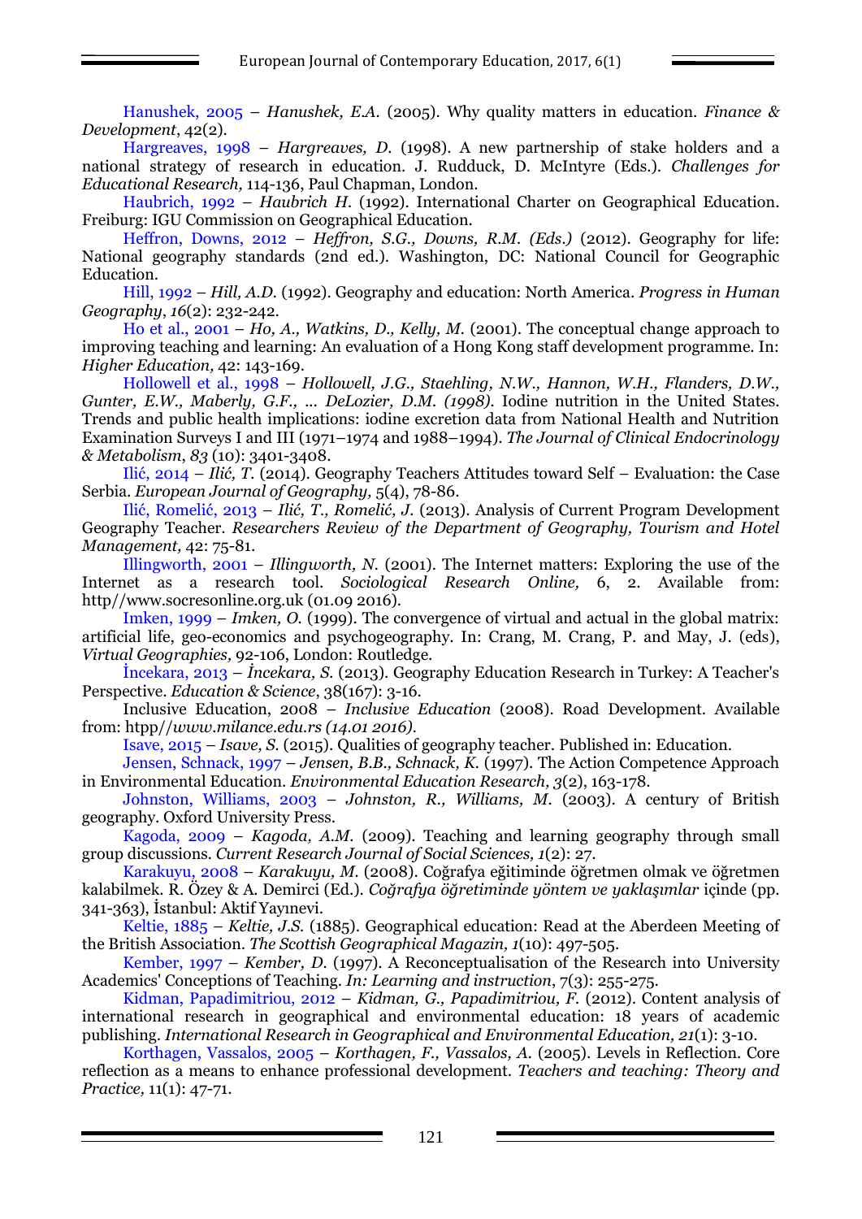Hanushek, 2005 – *Hanushek, E.A.* (2005). Why quality matters in education. *Finance & Development*, 42(2).

Hargreaves, 1998 – *Hargreaves, D.* (1998). A new partnership of stake holders and a national strategy of research in education. J. Rudduck, D. McIntyre (Eds.). *Challenges for Educational Research,* 114-136, Paul Chapman, London.

Haubrich, 1992 – *Haubrich H.* (1992). International Charter on Geographical Education. Freiburg: IGU Commission on Geographical Education.

Heffron, Downs, 2012 – *Heffron, S.G., Downs, R.M. (Eds.)* (2012). Geography for life: National geography standards (2nd ed.). Washington, DC: National Council for Geographic Education.

Hill, 1992 – *Hill, A.D.* (1992). Geography and education: North America. *Progress in Human Geography*, *16*(2): 232-242.

Ho et al., 2001 – *Ho, A., Watkins, D., Kelly, M.* (2001). The conceptual change approach to improving teaching and learning: An evaluation of a Hong Kong staff development programme. In: *Higher Education,* 42: 143-169.

Hollowell et al., 1998 – *Hollowell, J.G., Staehling, N.W., Hannon, W.H., Flanders, D.W., Gunter, E.W., Maberly, G.F., ... DeLozier, D.M. (1998).* Iodine nutrition in the United States. Trends and public health implications: iodine excretion data from National Health and Nutrition Examination Surveys I and III (1971–1974 and 1988–1994). *The Journal of Clinical Endocrinology & Metabolism*, *83* (10): 3401-3408.

Ilić, 2014 – *Ilić, T.* (2014). Geography Teachers Attitudes toward Self – Evaluation: the Case Serbia. *European Journal of Geography,* 5(4), 78-86.

Ilić, Romelić, 2013 – *Ilić, T., Romelić, J.* (2013). Analysis of Current Program Development Geography Teacher. *Researchers Review of the Department of Geography, Tourism and Hotel Management,* 42: 75-81.

Illingworth, 2001 – *Illingworth, N.* (2001). The Internet matters: Exploring the use of the Internet as a research tool. *Sociological Research Online,* 6, 2. Available from: http//www.socresonline.org.uk (01.09 2016).

Imken, 1999 – *Imken, O.* (1999). The convergence of virtual and actual in the global matrix: artificial life, geo-economics and psychogeography. In: Crang, M. Crang, P. and May, J. (eds), *Virtual Geographies,* 92-106, London: Routledge.

İncekara, 2013 – *İncekara, S.* (2013). Geography Education Research in Turkey: A Teacher's Perspective. *Education & Science*, 38(167): 3-16.

Inclusive Education, 2008 – *Inclusive Education* (2008). Road Development. Available from: htpp//*www.milance.edu.rs (14.01 2016).*

Isave, 2015 – *Isave, S.* (2015). Qualities of geography teacher. Published in: Education.

Jensen, Schnack, 1997 – *Jensen, B.B., Schnack, K.* (1997). The Action Competence Approach in Environmental Education. *Environmental Education Research, 3*(2), 163-178.

Johnston, Williams, 2003 – *Johnston, R., Williams, M.* (2003). A century of British geography. Oxford University Press.

Kagoda, 2009 – *Kagoda, A.M.* (2009). Teaching and learning geography through small group discussions. *Current Research Journal of Social Sciences, 1*(2): 27.

Karakuyu, 2008 – *Karakuyu, M.* (2008). Coğrafya eğitiminde öğretmen olmak ve öğretmen kalabilmek. R. Özey & A. Demirci (Ed.). *Coğrafya öğretiminde yöntem ve yaklaşımlar* içinde (pp. 341-363), İstanbul: Aktif Yayınevi.

Keltie, 1885 – *Keltie, J.S.* (1885). Geographical education: Read at the Aberdeen Meeting of the British Association. *The Scottish Geographical Magazin, 1*(10): 497-505.

Kember, 1997 – *Kember, D.* (1997). A Reconceptualisation of the Research into University Academics' Conceptions of Teaching. *In: Learning and instruction*, 7(3): 255-275.

Kidman, Papadimitriou, 2012 – *Kidman, G., Papadimitriou, F.* (2012). Content analysis of international research in geographical and environmental education: 18 years of academic publishing. *International Research in Geographical and Environmental Education, 21*(1): 3-10.

Korthagen, Vassalos, 2005 – *Korthagen, F., Vassalos, A.* (2005). Levels in Reflection. Core reflection as a means to enhance professional development. *Teachers and teaching: Theory and Practice,* 11(1): 47-71.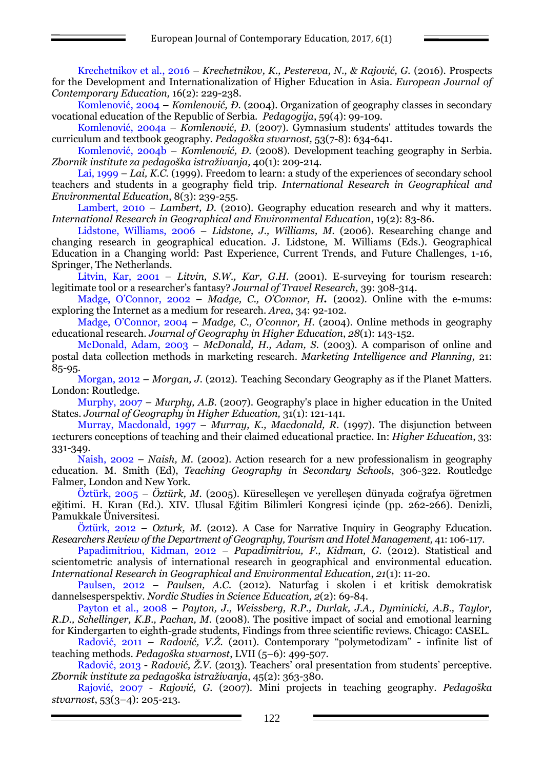Krechetnikov et al., 2016 – *Krechetnikov, K., Pestereva, N., & Rajović, G.* (2016). Prospects for the Development and Internationalization of Higher Education in Asia. *European Journal of Contemporary Education,* 16(2): 229-238.

Komlenović, 2004 – *Komlenović, Đ.* (2004). Organization of geography classes in secondary vocational education of the Republic of Serbia. *Pedagogija*, 59(4): 99-109.

Komlenović, 2004a – *Komlenović, Đ.* (2007). Gymnasium students' attitudes towards the curriculum and textbook geography. *Pedagoška stvarnost,* 53(7-8): 634-641.

Komlenović, 2004b – *Komlenović, Đ.* (2008). Development teaching geography in Serbia. *Zbornik institute za pedagoška istraživanja,* 40(1): 209-214.

Lai, 1999 – *Lai, K.C.* (1999). Freedom to learn: a study of the experiences of secondary school teachers and students in a geography field trip. *International Research in Geographical and Environmental Education*, 8(3): 239-255.

Lambert, 2010 – *Lambert, D.* (2010). Geography education research and why it matters. *International Research in Geographical and Environmental Education*, 19(2): 83-86.

Lidstone, Williams, 2006 – *Lidstone, J., Williams, M.* (2006). Researching change and changing research in geographical education. J. Lidstone, M. Williams (Eds.). Geographical Education in a Changing world: Past Experience, Current Trends, and Future Challenges, 1-16, Springer, The Netherlands.

Litvin, Kar, 2001 – *Litvin, S.W., Kar, G.H.* (2001). E-surveying for tourism research: legitimate tool or a researcher's fantasy? *Journal of Travel Research,* 39: 308-314.

Madge, O'Connor, 2002 – *Madge, C., O'Connor, H***.** (2002). Online with the e-mums: exploring the Internet as a medium for research. *Area*, 34: 92-102.

Madge, O'Connor, 2004 – *Madge, C., O'connor, H.* (2004). Online methods in geography educational research. *Journal of Geography in Higher Education*, *28*(1): 143-152.

McDonald, Adam, 2003 – *McDonald, H., Adam, S.* (2003). A comparison of online and postal data collection methods in marketing research. *Marketing Intelligence and Planning,* 21: 85-95.

Morgan, 2012 – *Morgan, J.* (2012). Teaching Secondary Geography as if the Planet Matters. London: Routledge.

Murphy, 2007 – *Murphy, A.B.* (2007). Geography's place in higher education in the United States. *Journal of Geography in Higher Education,* 31(1): 121-141.

Murray, Macdonald, 1997 – *Murray, K., Macdonald, R.* (1997). The disjunction between 1ecturers conceptions of teaching and their claimed educational practice. In: *Higher Education*, 33: 331-349.

Naish, 2002 – *Naish, M.* (2002). Action research for a new professionalism in geography education. M. Smith (Ed), *Teaching Geography in Secondary Schools*, 306-322. Routledge Falmer, London and New York.

Öztürk, 2005 – *Öztürk, M.* (2005). Küreselleşen ve yerelleşen dünyada coğrafya öğretmen eğitimi. H. Kıran (Ed.). XIV. Ulusal Eğitim Bilimleri Kongresi içinde (pp. 262-266). Denizli, Pamukkale Üniversitesi.

Öztürk, 2012 – *Ozturk, M.* (2012). A Case for Narrative Inquiry in Geography Education. *Researchers Review of the Department of Geography, Tourism and Hotel Management,* 41: 106-117.

Papadimitriou, Kidman, 2012 – *Papadimitriou, F., Kidman, G.* (2012). Statistical and scientometric analysis of international research in geographical and environmental education. *International Research in Geographical and Environmental Education*, *21*(1): 11-20.

Paulsen, 2012 – *Paulsen, A.C.* (2012). Naturfag i skolen i et kritisk demokratisk dannelsesperspektiv. *Nordic Studies in Science Education, 2*(2): 69-84.

Payton et al., 2008 – *Payton, J., Weissberg, R.P., Durlak, J.A., Dyminicki, A.B., Taylor, R.D., Schellinger, K.B., Pachan, M.* (2008). The positive impact of social and emotional learning for Kindergarten to eighth-grade students, Findings from three scientific reviews. Chicago: CASEL.

Radović, 2011 – *Radović, V.Ž.* (2011). Contemporary "polymetodizam" - infinite list of teaching methods. *Pedagoška stvarnost*, LVII (5–6): 499-507.

Radović, 2013 - *Radović, Ž.V.* (2013). Teachers' oral presentation from students' perceptive. *Zbornik institute za pedagoška istraživanja*, 45(2): 363-380.

Rajović, 2007 - *Rajović, G.* (2007). Mini projects in teaching geography. *Pedagoška stvarnost*, 53(3–4): 205-213.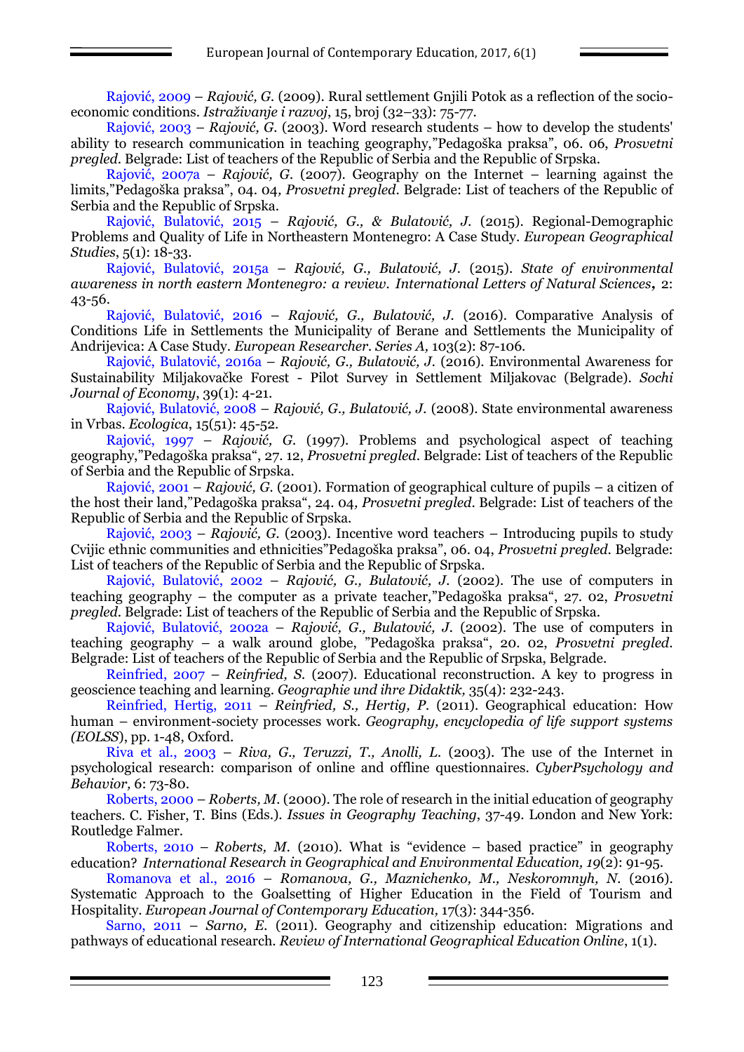Rajović, 2009 – *Rajović, G.* (2009). Rural settlement Gnjili Potok as a reflection of the socio-economic conditions. *Istraživanje i razvoj*, 15, broj (32–33): 75-77.

Rajović, 2003 – *Rajović, G.* (2003). Word research students – how to develop the students' ability to research communication in teaching geography,"Pedagoška praksa", 06. 06, *Prosvetni pregled*. Belgrade: List of teachers of the Republic of Serbia and the Republic of Srpska.

Rajović, 2007a – *Rajović, G.* (2007). Geography on the Internet – learning against the limits,"Pedagoška praksa", 04. 04, *Prosvetni pregled*. Belgrade: List of teachers of the Republic of Serbia and the Republic of Srpska.

Rajović, Bulatović, 2015 – *Rajović, G., & Bulatović, J.* (2015). Regional-Demographic Problems and Quality of Life in Northeastern Montenegro: A Case Study. *European Geographical Studies*, 5(1): 18-33.

Rajović, Bulatović, 2015a – *Rajović, G., Bulatović, J.* (2015). *State of environmental awareness in north eastern Montenegro: a review. International Letters of Natural Sciences*, 2: 43-56.

Rajović, Bulatović, 2016 – *Rajović, G., Bulatović, J.* (2016). Comparative Analysis of Conditions Life in Settlements the Municipality of Berane and Settlements the Municipality of Andrijevica: A Case Study. *European Researcher. Series A,* 103(2): 87-106.

Rajović, Bulatović, 2016a – *Rajović, G., Bulatović, J.* (2016). Environmental Awareness for Sustainability Miljakovačke Forest - Pilot Survey in Settlement Miljakovac (Belgrade). *Sochi Journal of Economy*, 39(1): 4-21.

Rajović, Bulatović, 2008 – *Rajović, G., Bulatović, J.* (2008). State environmental awareness in Vrbas. *Ecologica*, 15(51): 45-52.

Rajović, 1997 – *Rajović, G.* (1997). Problems and psychological aspect of teaching geography,"Pedagoška praksa", 27. 12, *Prosvetni pregled*. Belgrade: List of teachers of the Republic of Serbia and the Republic of Srpska.

Rajović, 2001 – *Rajović, G.* (2001). Formation of geographical culture of pupils – a citizen of the host their land,"Pedagoška praksa", 24. 04*, Prosvetni pregled*. Belgrade: List of teachers of the Republic of Serbia and the Republic of Srpska.

Rajović, 2003 – *Rajović, G.* (2003). Incentive word teachers – Introducing pupils to study Cvijic ethnic communities and ethnicities"Pedagoška praksa", 06. 04, *Prosvetni pregled*. Belgrade: List of teachers of the Republic of Serbia and the Republic of Srpska.

Rajović, Bulatović, 2002 – *Rajović, G., Bulatović, J.* (2002). The use of computers in teaching geography – the computer as a private teacher,"Pedagoška praksa", 27. 02, *Prosvetni pregled*. Belgrade: List of teachers of the Republic of Serbia and the Republic of Srpska.

Rajović, Bulatović, 2002a – *Rajović, G., Bulatović, J.* (2002). The use of computers in teaching geography – a walk around globe, "Pedagoška praksa", 20. 02, *Prosvetni pregled*. Belgrade: List of teachers of the Republic of Serbia and the Republic of Srpska, Belgrade.

Reinfried, 2007 – *Reinfried, S.* (2007). Educational reconstruction. A key to progress in geoscience teaching and learning. *Geographie und ihre Didaktik,* 35(4): 232-243.

Reinfried, Hertig, 2011 – *Reinfried, S., Hertig, P.* (2011). Geographical education: How human – environment-society processes work. *Geography, encyclopedia of life support systems (EOLSS*), pp. 1-48, Oxford.

Riva et al., 2003 – *Riva, G., Teruzzi, T., Anolli, L.* (2003). The use of the Internet in psychological research: comparison of online and offline questionnaires. *CyberPsychology and Behavior,* 6: 73-80.

Roberts, 2000 – *Roberts, M.* (2000). The role of research in the initial education of geography teachers. C. Fisher, T. Bins (Eds.). *Issues in Geography Teaching*, 37-49. London and New York: Routledge Falmer.

Roberts, 2010 – *Roberts, M.* (2010). What is "evidence – based practice" in geography education? *International Research in Geographical and Environmental Education, 19*(2): 91-95.

Romanova et al., 2016 – *Romanova, G., Maznichenko, M., Neskoromnyh, N.* (2016). Systematic Approach to the Goalsetting of Higher Education in the Field of Tourism and Hospitality. *European Journal of Contemporary Education,* 17(3): 344-356.

Sarno, 2011 – *Sarno, E.* (2011). Geography and citizenship education: Migrations and pathways of educational research. *Review of International Geographical Education Online*, 1(1).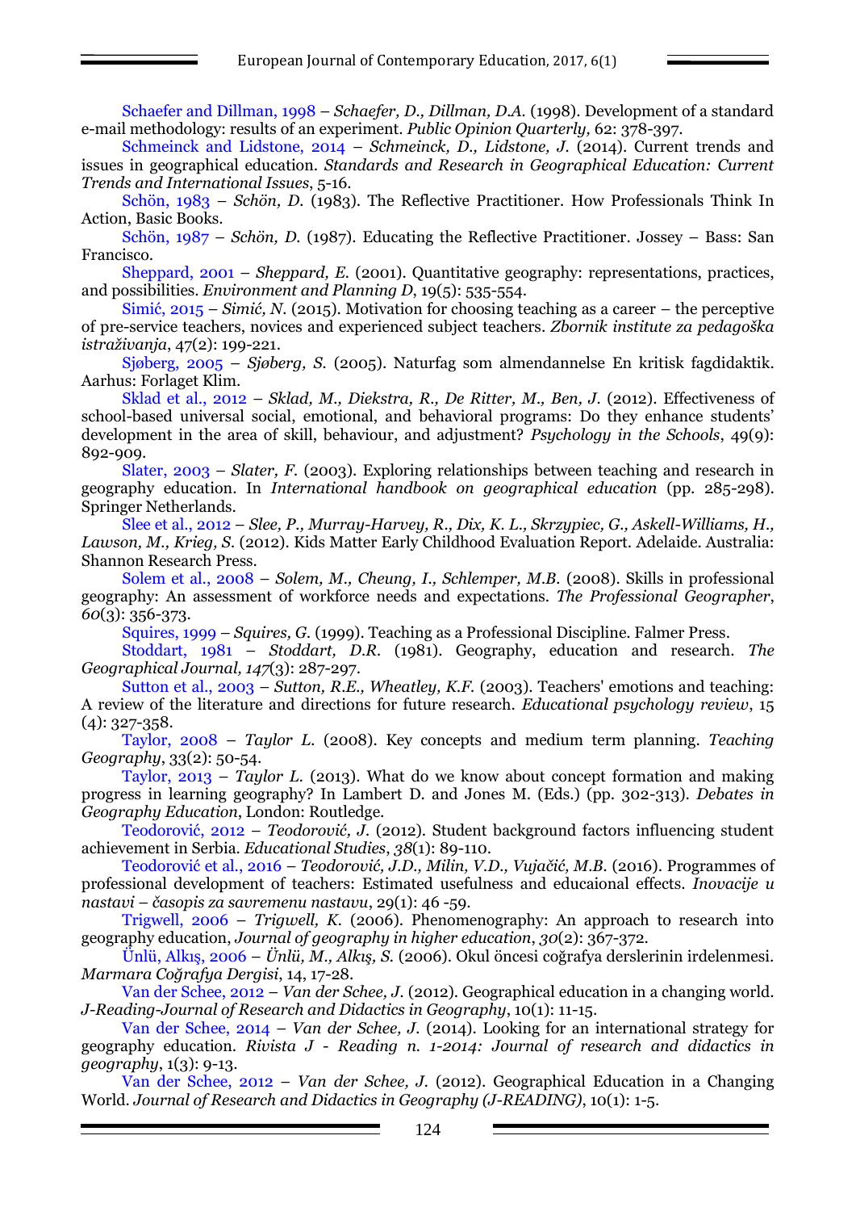Schaefer and Dillman, 1998 – *Schaefer, D., Dillman, D.A.* (1998). Development of a standard e-mail methodology: results of an experiment. *Public Opinion Quarterly*, 62: 378-397.

Schmeinck and Lidstone, 2014 – *Schmeinck, D., Lidstone, J.* (2014). Current trends and issues in geographical education. *Standards and Research in Geographical Education: Current Trends and International Issues*, 5-16.

Schön, 1983 – *Schön, D.* (1983). The Reflective Practitioner. How Professionals Think In Action, Basic Books.

Schön, 1987 – *Schön, D.* (1987). Educating the Reflective Practitioner. Jossey – Bass: San Francisco.

Sheppard, 2001 – *Sheppard, E.* (2001). Quantitative geography: representations, practices, and possibilities. *Environment and Planning D*, 19(5): 535-554.

Simić, 2015 – *Simić, N.* (2015). Motivation for choosing teaching as a career – the perceptive of pre-service teachers, novices and experienced subject teachers. *Zbornik institute za pedagoška istraživanja*, 47(2): 199-221.

Sjøberg, 2005 – *Sjøberg, S.* (2005). Naturfag som almendannelse En kritisk fagdidaktik. Aarhus: Forlaget Klim.

Sklad et al., 2012 – *Sklad, M., Diekstra, R., De Ritter, M., Ben, J.* (2012). Effectiveness of school-based universal social, emotional, and behavioral programs: Do they enhance students' development in the area of skill, behaviour, and adjustment? *Psychology in the Schools*, 49(9): 892-909.

Slater, 2003 – *Slater, F.* (2003). Exploring relationships between teaching and research in geography education. In *International handbook on geographical education* (pp. 285-298). Springer Netherlands.

Slee et al., 2012 – *Slee, P., Murray-Harvey, R., Dix, K. L., Skrzypiec, G., Askell-Williams, H., Lawson, M., Krieg, S.* (2012). Kids Matter Early Childhood Evaluation Report. Adelaide. Australia: Shannon Research Press.

Solem et al., 2008 – *Solem, M., Cheung, I., Schlemper, M.B.* (2008). Skills in professional geography: An assessment of workforce needs and expectations. *The Professional Geographer*, *60*(3): 356-373.

Squires, 1999 – *Squires, G.* (1999). Teaching as a Professional Discipline. Falmer Press.

Stoddart, 1981 – *Stoddart, D.R.* (1981). Geography, education and research. *The Geographical Journal, 147*(3): 287-297.

Sutton et al., 2003 – *Sutton, R.E., Wheatley, K.F.* (2003). Teachers' emotions and teaching: A review of the literature and directions for future research. *Educational psychology review*, 15 (4): 327-358.

Taylor, 2008 – *Taylor L.* (2008). Key concepts and medium term planning. *Teaching Geography*, 33(2): 50-54.

Taylor, 2013 – *Taylor L.* (2013). What do we know about concept formation and making progress in learning geography? In Lambert D. and Jones M. (Eds.) (pp. 302-313). *Debates in Geography Education*, London: Routledge.

Teodorović, 2012 – *Teodorović, J.* (2012). Student background factors influencing student achievement in Serbia. *Educational Studies*, *38*(1): 89-110.

Teodorović et al., 2016 – *Teodorović, J.D., Milin, V.D., Vujačić, M.B.* (2016). Programmes of professional development of teachers: Estimated usefulness and educaional effects. *Inovacije u nastavi – časopis za savremenu nastavu*, 29(1): 46 -59.

Trigwell, 2006 – *Trigwell, K.* (2006). Phenomenography: An approach to research into geography education, *Journal of geography in higher education*, *30*(2): 367-372.

Ünlü, Alkış, 2006 – *Ünlü, M., Alkış, S.* (2006). Okul öncesi coğrafya derslerinin irdelenmesi. *Marmara Coğrafya Dergisi*, 14, 17-28.

Van der Schee, 2012 – *Van der Schee, J.* (2012). Geographical education in a changing world. *J-Reading-Journal of Research and Didactics in Geography*, 10(1): 11-15.

Van der Schee, 2014 – *Van der Schee, J.* (2014). Looking for an international strategy for geography education. *Rivista J - Reading n. 1-2014: Journal of research and didactics in geography*, 1(3): 9-13.

Van der Schee, 2012 – *Van der Schee, J.* (2012). Geographical Education in a Changing World. *Journal of Research and Didactics in Geography (J-READING)*, 10(1): 1-5.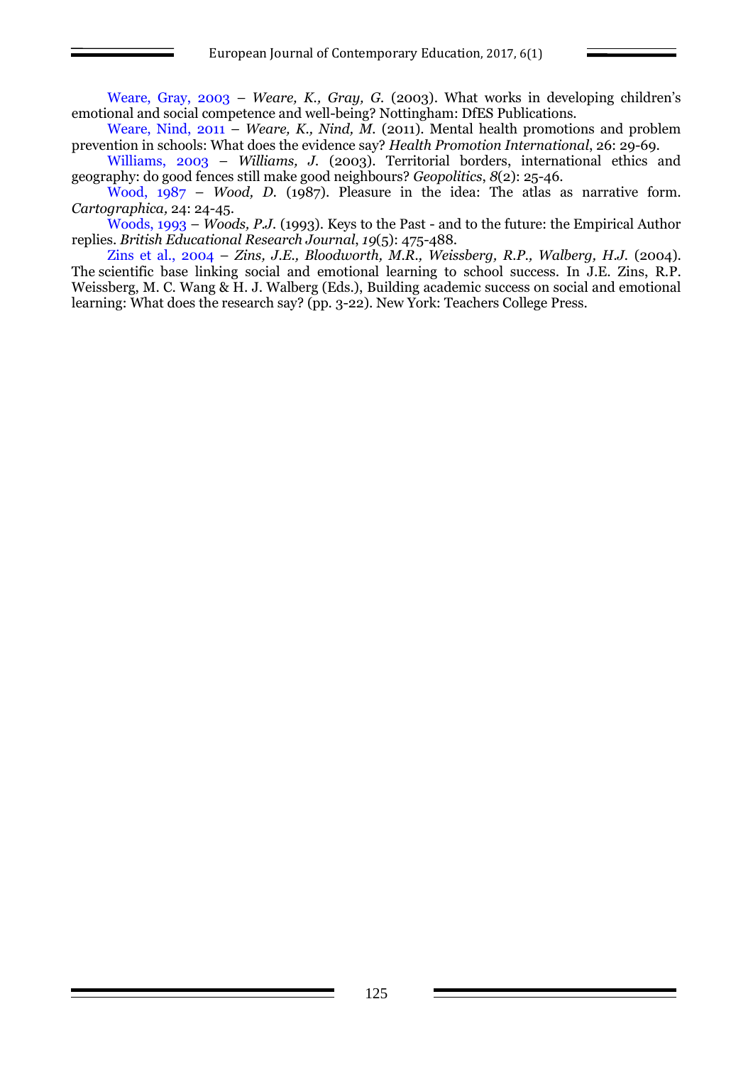Weare, Gray, 2003 – *Weare, K., Gray, G.* (2003). What works in developing children's emotional and social competence and well-being? Nottingham: DfES Publications.

Weare, Nind, 2011 – *Weare, K., Nind, M.* (2011). Mental health promotions and problem prevention in schools: What does the evidence say? *Health Promotion International*, 26: 29-69.

Williams, 2003 – *Williams, J.* (2003). Territorial borders, international ethics and geography: do good fences still make good neighbours? *Geopolitics*, *8*(2): 25-46.

Wood, 1987 – *Wood, D.* (1987). Pleasure in the idea: The atlas as narrative form. *Cartographica,* 24: 24-45.

Woods, 1993 – *Woods, P.J.* (1993). Keys to the Past - and to the future: the Empirical Author replies. *British Educational Research Journal*, *19*(5): 475-488.

Zins et al., 2004 – *Zins, J.E., Bloodworth, M.R., Weissberg, R.P., Walberg, H.J.* (2004). The scientific base linking social and emotional learning to school success. In J.E. Zins, R.P. Weissberg, M. C. Wang & H. J. Walberg (Eds.), Building academic success on social and emotional learning: What does the research say? (pp. 3-22). New York: Teachers College Press.